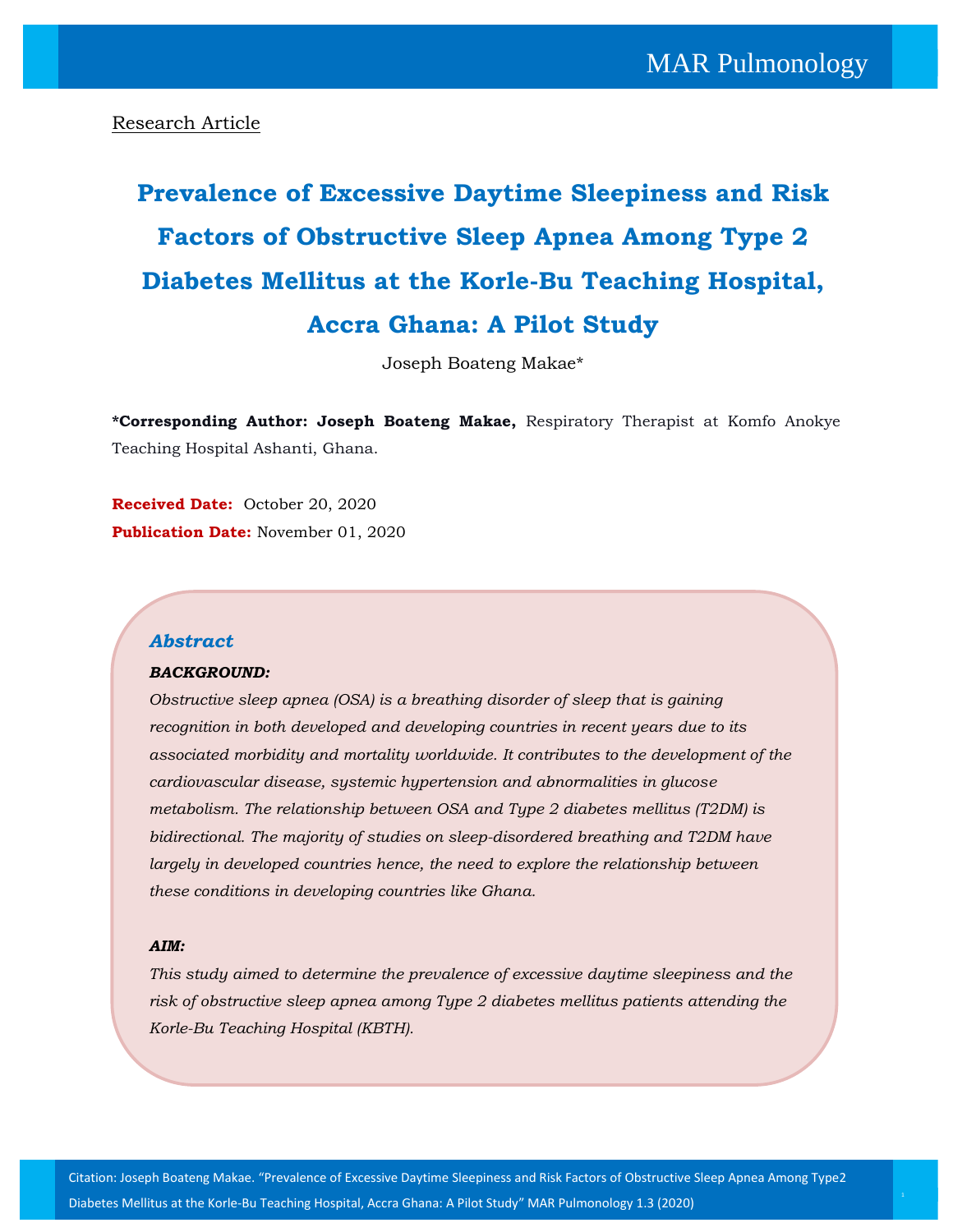Research Article

# Prevalence of Excessive Daytime Sleepiness and Risk Factors of Obstructive Sleep Apnea Among Type 2 Diabetes Mellitus at the Korle-Bu Teaching Hospital, Accra Ghana: A Pilot Study

Joseph Boateng Makae*

**\*Corresponding Author: Joseph Boateng Makae,** Respiratory Therapist at Komfo Anokye Teaching Hospital Ashanti, Ghana.

**Received Date:** October 20, 2020

**Publication Date:** November 01, 2020

## *Abstract*

***BACKGROUND:***

*Obstructive sleep apnea (OSA) is a breathing disorder of sleep that is gaining recognition in both developed and developing countries in recent years due to its associated morbidity and mortality worldwide. It contributes to the development of the cardiovascular disease, systemic hypertension and abnormalities in glucose metabolism. The relationship between OSA and Type 2 diabetes mellitus (T2DM) is bidirectional. The majority of studies on sleep-disordered breathing and T2DM have largely in developed countries hence, the need to explore the relationship between these conditions in developing countries like Ghana.*

***AIM:***

*This study aimed to determine the prevalence of excessive daytime sleepiness and the risk of obstructive sleep apnea among Type 2 diabetes mellitus patients attending the Korle-Bu Teaching Hospital (KBTH).*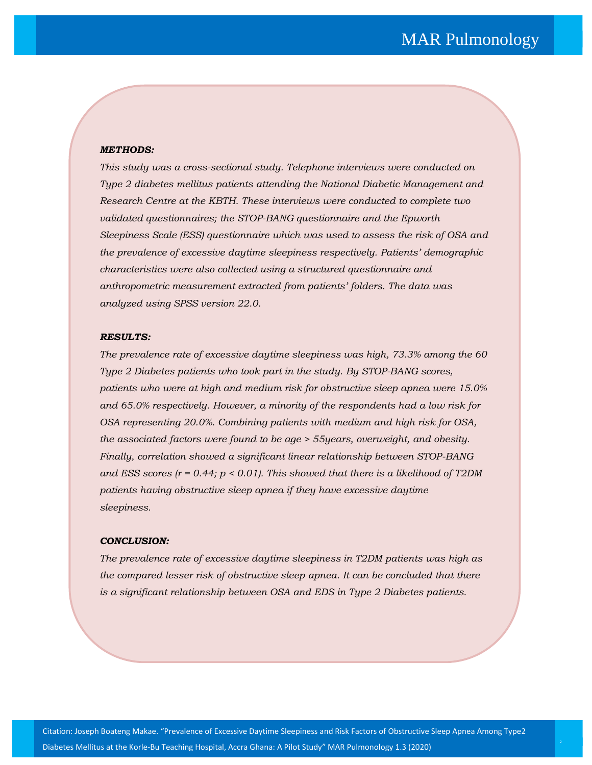***METHODS:***

*This study was a cross-sectional study. Telephone interviews were conducted on Type 2 diabetes mellitus patients attending the National Diabetic Management and Research Centre at the KBTH. These interviews were conducted to complete two validated questionnaires; the STOP-BANG questionnaire and the Epworth Sleepiness Scale (ESS) questionnaire which was used to assess the risk of OSA and the prevalence of excessive daytime sleepiness respectively. Patients' demographic characteristics were also collected using a structured questionnaire and anthropometric measurement extracted from patients' folders. The data was analyzed using SPSS version 22.0.*

***RESULTS:***

*The prevalence rate of excessive daytime sleepiness was high, 73.3% among the 60 Type 2 Diabetes patients who took part in the study. By STOP-BANG scores, patients who were at high and medium risk for obstructive sleep apnea were 15.0% and 65.0% respectively. However, a minority of the respondents had a low risk for OSA representing 20.0%. Combining patients with medium and high risk for OSA, the associated factors were found to be age > 55years, overweight, and obesity. Finally, correlation showed a significant linear relationship between STOP-BANG and ESS scores ($r = 0.44$; $p < 0.01$). This showed that there is a likelihood of T2DM patients having obstructive sleep apnea if they have excessive daytime sleepiness.*

***CONCLUSION:***

*The prevalence rate of excessive daytime sleepiness in T2DM patients was high as the compared lesser risk of obstructive sleep apnea. It can be concluded that there is a significant relationship between OSA and EDS in Type 2 Diabetes patients.*

Citation: Joseph Boateng Makae. "Prevalence of Excessive Daytime Sleepiness and Risk Factors of Obstructive Sleep Apnea Among Type2 Diabetes Mellitus at the Korle-Bu Teaching Hospital, Accra Ghana: A Pilot Study" MAR Pulmonology 1.3 (2020)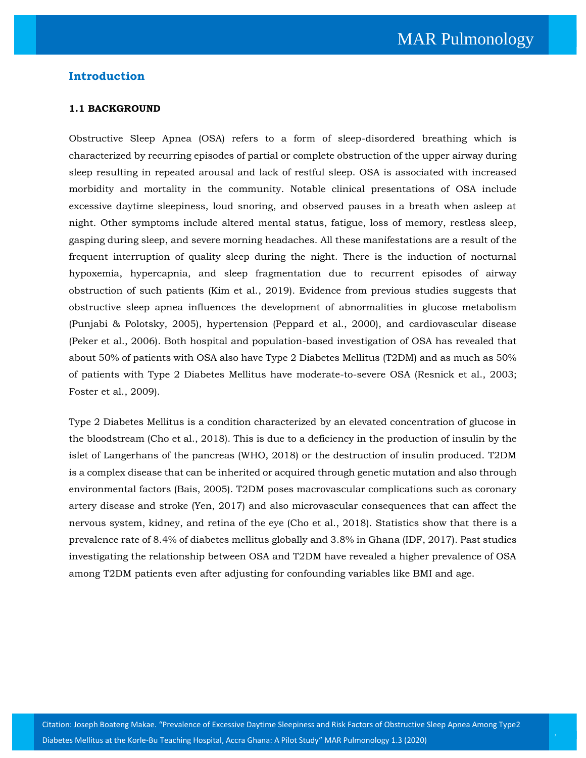## Introduction

### 1.1 BACKGROUND

Obstructive Sleep Apnea (OSA) refers to a form of sleep-disordered breathing which is characterized by recurring episodes of partial or complete obstruction of the upper airway during sleep resulting in repeated arousal and lack of restful sleep. OSA is associated with increased morbidity and mortality in the community. Notable clinical presentations of OSA include excessive daytime sleepiness, loud snoring, and observed pauses in a breath when asleep at night. Other symptoms include altered mental status, fatigue, loss of memory, restless sleep, gasping during sleep, and severe morning headaches. All these manifestations are a result of the frequent interruption of quality sleep during the night. There is the induction of nocturnal hypoxemia, hypercapnia, and sleep fragmentation due to recurrent episodes of airway obstruction of such patients (Kim et al., 2019). Evidence from previous studies suggests that obstructive sleep apnea influences the development of abnormalities in glucose metabolism (Punjabi & Polotsky, 2005), hypertension (Peppard et al., 2000), and cardiovascular disease (Peker et al., 2006). Both hospital and population-based investigation of OSA has revealed that about 50% of patients with OSA also have Type 2 Diabetes Mellitus (T2DM) and as much as 50% of patients with Type 2 Diabetes Mellitus have moderate-to-severe OSA (Resnick et al., 2003; Foster et al., 2009).

Type 2 Diabetes Mellitus is a condition characterized by an elevated concentration of glucose in the bloodstream (Cho et al., 2018). This is due to a deficiency in the production of insulin by the islet of Langerhans of the pancreas (WHO, 2018) or the destruction of insulin produced. T2DM is a complex disease that can be inherited or acquired through genetic mutation and also through environmental factors (Bais, 2005). T2DM poses macrovascular complications such as coronary artery disease and stroke (Yen, 2017) and also microvascular consequences that can affect the nervous system, kidney, and retina of the eye (Cho et al., 2018). Statistics show that there is a prevalence rate of 8.4% of diabetes mellitus globally and 3.8% in Ghana (IDF, 2017). Past studies investigating the relationship between OSA and T2DM have revealed a higher prevalence of OSA among T2DM patients even after adjusting for confounding variables like BMI and age.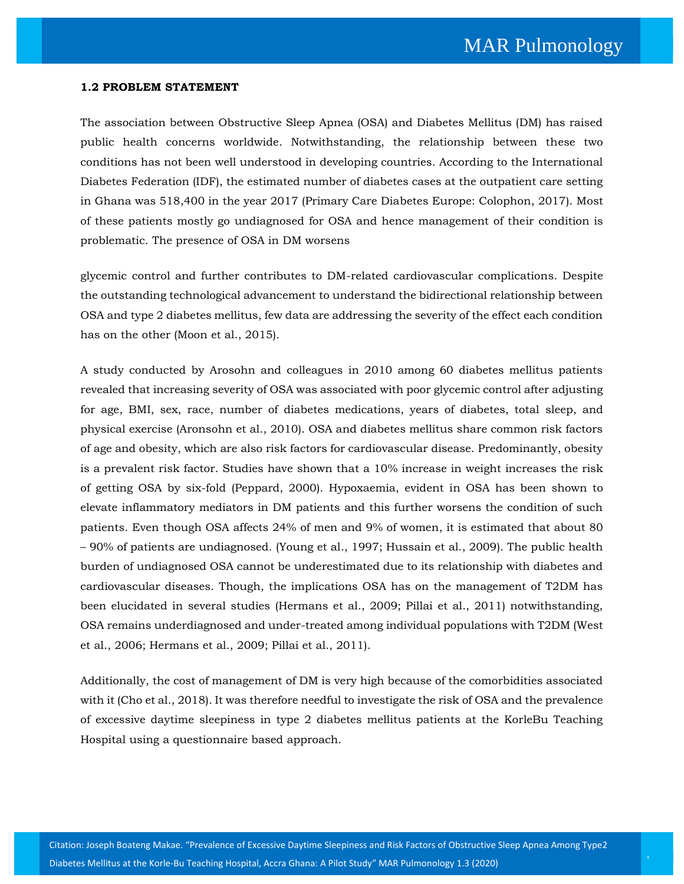**1.2 PROBLEM STATEMENT**

The association between Obstructive Sleep Apnea (OSA) and Diabetes Mellitus (DM) has raised public health concerns worldwide. Notwithstanding, the relationship between these two conditions has not been well understood in developing countries. According to the International Diabetes Federation (IDF), the estimated number of diabetes cases at the outpatient care setting in Ghana was 518,400 in the year 2017 (Primary Care Diabetes Europe: Colophon, 2017). Most of these patients mostly go undiagnosed for OSA and hence management of their condition is problematic. The presence of OSA in DM worsens

glycemic control and further contributes to DM-related cardiovascular complications. Despite the outstanding technological advancement to understand the bidirectional relationship between OSA and type 2 diabetes mellitus, few data are addressing the severity of the effect each condition has on the other (Moon et al., 2015).

A study conducted by Arosohn and colleagues in 2010 among 60 diabetes mellitus patients revealed that increasing severity of OSA was associated with poor glycemic control after adjusting for age, BMI, sex, race, number of diabetes medications, years of diabetes, total sleep, and physical exercise (Aronsohn et al., 2010). OSA and diabetes mellitus share common risk factors of age and obesity, which are also risk factors for cardiovascular disease. Predominantly, obesity is a prevalent risk factor. Studies have shown that a 10% increase in weight increases the risk of getting OSA by six-fold (Peppard, 2000). Hypoxaemia, evident in OSA has been shown to elevate inflammatory mediators in DM patients and this further worsens the condition of such patients. Even though OSA affects 24% of men and 9% of women, it is estimated that about 80 – 90% of patients are undiagnosed. (Young et al., 1997; Hussain et al., 2009). The public health burden of undiagnosed OSA cannot be underestimated due to its relationship with diabetes and cardiovascular diseases. Though, the implications OSA has on the management of T2DM has been elucidated in several studies (Hermans et al., 2009; Pillai et al., 2011) notwithstanding, OSA remains underdiagnosed and under-treated among individual populations with T2DM (West et al., 2006; Hermans et al., 2009; Pillai et al., 2011).

Additionally, the cost of management of DM is very high because of the comorbidities associated with it (Cho et al., 2018). It was therefore needful to investigate the risk of OSA and the prevalence of excessive daytime sleepiness in type 2 diabetes mellitus patients at the KorleBu Teaching Hospital using a questionnaire based approach.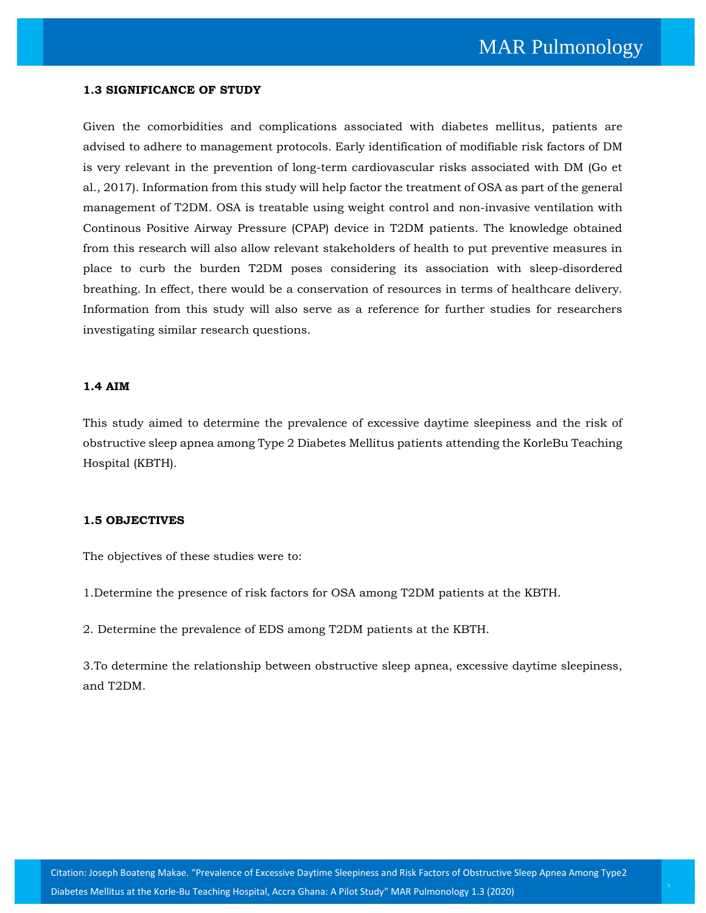### 1.3 SIGNIFICANCE OF STUDY

Given the comorbidities and complications associated with diabetes mellitus, patients are advised to adhere to management protocols. Early identification of modifiable risk factors of DM is very relevant in the prevention of long-term cardiovascular risks associated with DM (Go et al., 2017). Information from this study will help factor the treatment of OSA as part of the general management of T2DM. OSA is treatable using weight control and non-invasive ventilation with Continous Positive Airway Pressure (CPAP) device in T2DM patients. The knowledge obtained from this research will also allow relevant stakeholders of health to put preventive measures in place to curb the burden T2DM poses considering its association with sleep-disordered breathing. In effect, there would be a conservation of resources in terms of healthcare delivery. Information from this study will also serve as a reference for further studies for researchers investigating similar research questions.

### 1.4 AIM

This study aimed to determine the prevalence of excessive daytime sleepiness and the risk of obstructive sleep apnea among Type 2 Diabetes Mellitus patients attending the KorleBu Teaching Hospital (KBTH).

### 1.5 OBJECTIVES

The objectives of these studies were to:

1.Determine the presence of risk factors for OSA among T2DM patients at the KBTH.

2. Determine the prevalence of EDS among T2DM patients at the KBTH.

3.To determine the relationship between obstructive sleep apnea, excessive daytime sleepiness, and T2DM.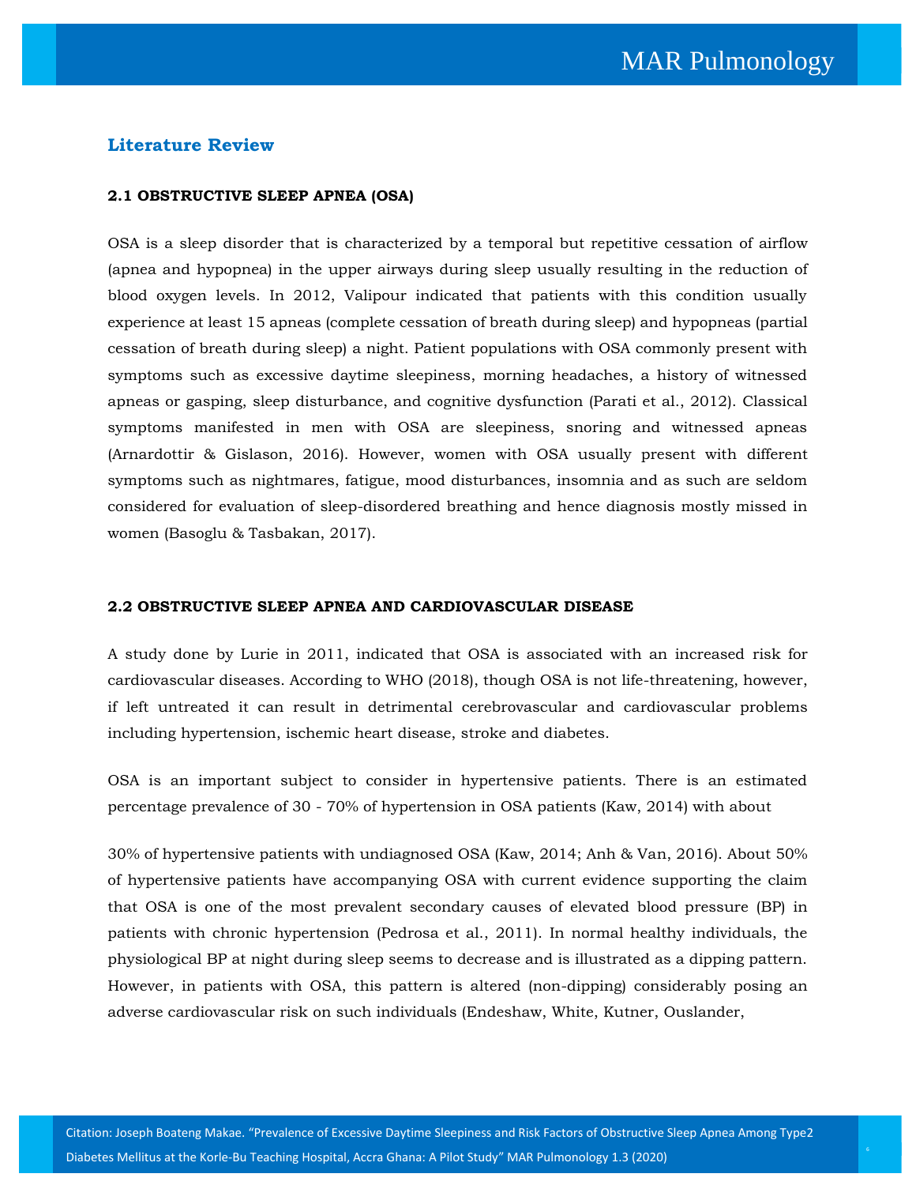## Literature Review

### 2.1 OBSTRUCTIVE SLEEP APNEA (OSA)

OSA is a sleep disorder that is characterized by a temporal but repetitive cessation of airflow (apnea and hypopnea) in the upper airways during sleep usually resulting in the reduction of blood oxygen levels. In 2012, Valipour indicated that patients with this condition usually experience at least 15 apneas (complete cessation of breath during sleep) and hypopneas (partial cessation of breath during sleep) a night. Patient populations with OSA commonly present with symptoms such as excessive daytime sleepiness, morning headaches, a history of witnessed apneas or gasping, sleep disturbance, and cognitive dysfunction (Parati et al., 2012). Classical symptoms manifested in men with OSA are sleepiness, snoring and witnessed apneas (Arnardottir & Gislason, 2016). However, women with OSA usually present with different symptoms such as nightmares, fatigue, mood disturbances, insomnia and as such are seldom considered for evaluation of sleep-disordered breathing and hence diagnosis mostly missed in women (Basoglu & Tasbakan, 2017).

### 2.2 OBSTRUCTIVE SLEEP APNEA AND CARDIOVASCULAR DISEASE

A study done by Lurie in 2011, indicated that OSA is associated with an increased risk for cardiovascular diseases. According to WHO (2018), though OSA is not life-threatening, however, if left untreated it can result in detrimental cerebrovascular and cardiovascular problems including hypertension, ischemic heart disease, stroke and diabetes.

OSA is an important subject to consider in hypertensive patients. There is an estimated percentage prevalence of 30 - 70% of hypertension in OSA patients (Kaw, 2014) with about

30% of hypertensive patients with undiagnosed OSA (Kaw, 2014; Anh & Van, 2016). About 50% of hypertensive patients have accompanying OSA with current evidence supporting the claim that OSA is one of the most prevalent secondary causes of elevated blood pressure (BP) in patients with chronic hypertension (Pedrosa et al., 2011). In normal healthy individuals, the physiological BP at night during sleep seems to decrease and is illustrated as a dipping pattern. However, in patients with OSA, this pattern is altered (non-dipping) considerably posing an adverse cardiovascular risk on such individuals (Endeshaw, White, Kutner, Ouslander,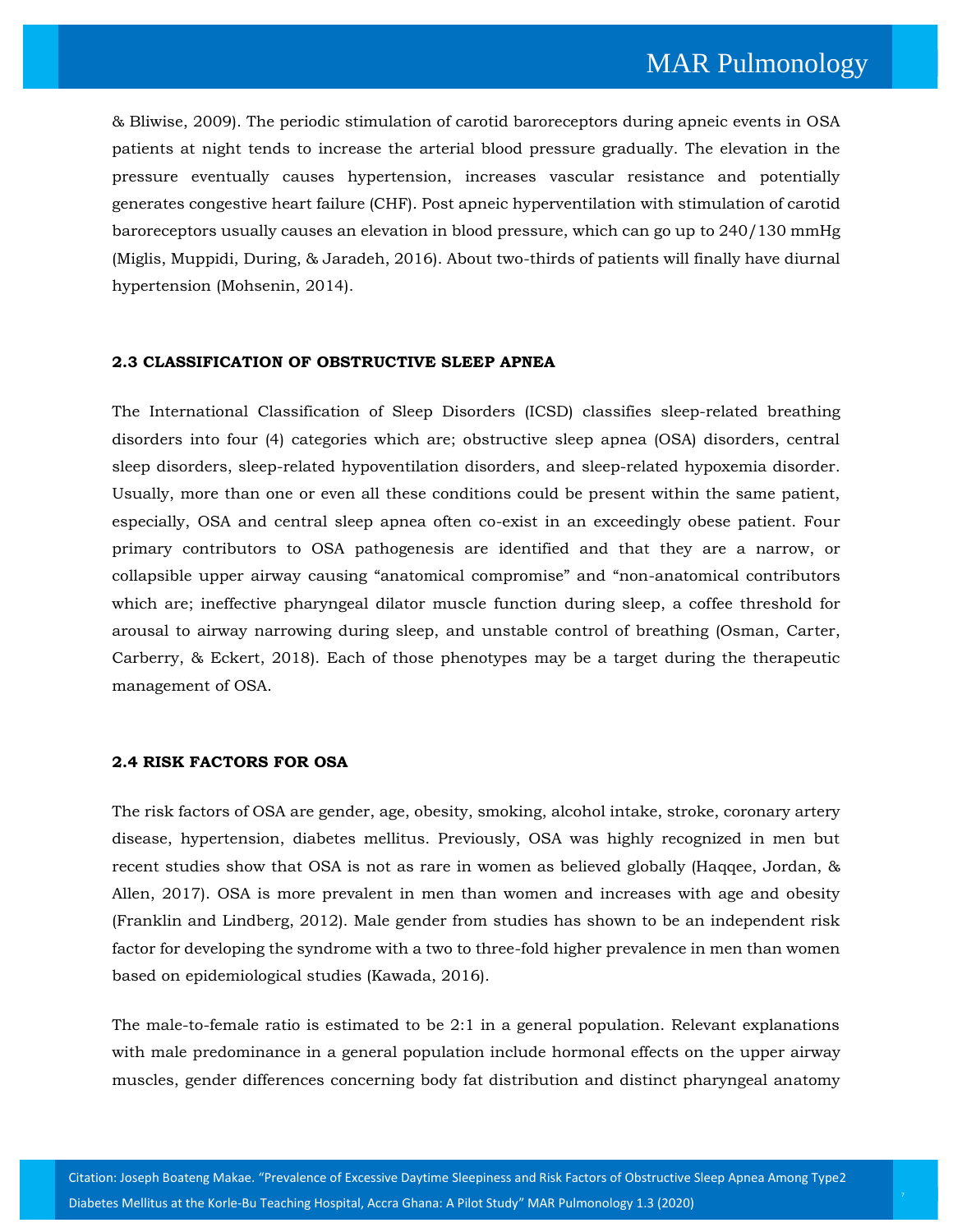& Bliwise, 2009). The periodic stimulation of carotid baroreceptors during apneic events in OSA patients at night tends to increase the arterial blood pressure gradually. The elevation in the pressure eventually causes hypertension, increases vascular resistance and potentially generates congestive heart failure (CHF). Post apneic hyperventilation with stimulation of carotid baroreceptors usually causes an elevation in blood pressure, which can go up to 240/130 mmHg (Miglis, Muppidi, During, & Jaradeh, 2016). About two-thirds of patients will finally have diurnal hypertension (Mohsenin, 2014).

## 2.3 CLASSIFICATION OF OBSTRUCTIVE SLEEP APNEA

The International Classification of Sleep Disorders (ICSD) classifies sleep-related breathing disorders into four (4) categories which are; obstructive sleep apnea (OSA) disorders, central sleep disorders, sleep-related hypoventilation disorders, and sleep-related hypoxemia disorder. Usually, more than one or even all these conditions could be present within the same patient, especially, OSA and central sleep apnea often co-exist in an exceedingly obese patient. Four primary contributors to OSA pathogenesis are identified and that they are a narrow, or collapsible upper airway causing "anatomical compromise" and "non-anatomical contributors which are; ineffective pharyngeal dilator muscle function during sleep, a coffee threshold for arousal to airway narrowing during sleep, and unstable control of breathing (Osman, Carter, Carberry, & Eckert, 2018). Each of those phenotypes may be a target during the therapeutic management of OSA.

## 2.4 RISK FACTORS FOR OSA

The risk factors of OSA are gender, age, obesity, smoking, alcohol intake, stroke, coronary artery disease, hypertension, diabetes mellitus. Previously, OSA was highly recognized in men but recent studies show that OSA is not as rare in women as believed globally (Haqqee, Jordan, & Allen, 2017). OSA is more prevalent in men than women and increases with age and obesity (Franklin and Lindberg, 2012). Male gender from studies has shown to be an independent risk factor for developing the syndrome with a two to three-fold higher prevalence in men than women based on epidemiological studies (Kawada, 2016).

The male-to-female ratio is estimated to be 2:1 in a general population. Relevant explanations with male predominance in a general population include hormonal effects on the upper airway muscles, gender differences concerning body fat distribution and distinct pharyngeal anatomy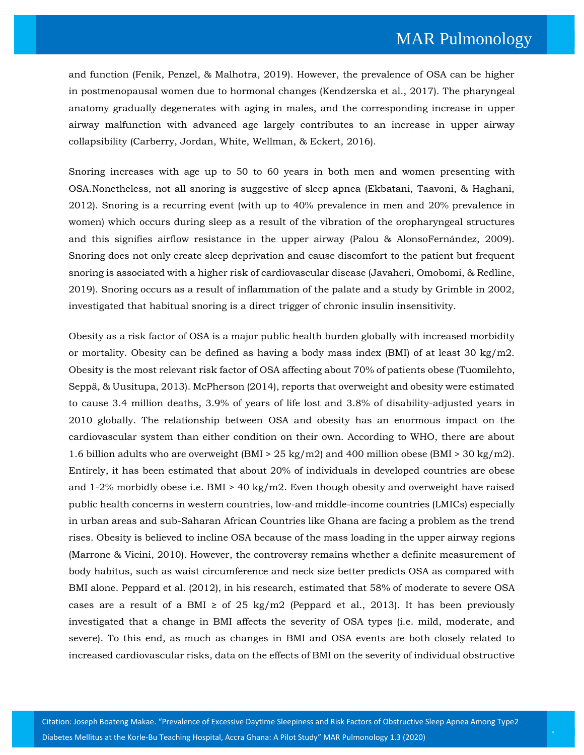and function (Fenik, Penzel, & Malhotra, 2019). However, the prevalence of OSA can be higher in postmenopausal women due to hormonal changes (Kendzerska et al., 2017). The pharyngeal anatomy gradually degenerates with aging in males, and the corresponding increase in upper airway malfunction with advanced age largely contributes to an increase in upper airway collapsibility (Carberry, Jordan, White, Wellman, & Eckert, 2016).

Snoring increases with age up to 50 to 60 years in both men and women presenting with OSA.Nonetheless, not all snoring is suggestive of sleep apnea (Ekbatani, Taavoni, & Haghani, 2012). Snoring is a recurring event (with up to 40% prevalence in men and 20% prevalence in women) which occurs during sleep as a result of the vibration of the oropharyngeal structures and this signifies airflow resistance in the upper airway (Palou & AlonsoFernández, 2009). Snoring does not only create sleep deprivation and cause discomfort to the patient but frequent snoring is associated with a higher risk of cardiovascular disease (Javaheri, Omobomi, & Redline, 2019). Snoring occurs as a result of inflammation of the palate and a study by Grimble in 2002, investigated that habitual snoring is a direct trigger of chronic insulin insensitivity.

Obesity as a risk factor of OSA is a major public health burden globally with increased morbidity or mortality. Obesity can be defined as having a body mass index (BMI) of at least 30 kg/m2. Obesity is the most relevant risk factor of OSA affecting about 70% of patients obese (Tuomilehto, Seppä, & Uusitupa, 2013). McPherson (2014), reports that overweight and obesity were estimated to cause 3.4 million deaths, 3.9% of years of life lost and 3.8% of disability-adjusted years in 2010 globally. The relationship between OSA and obesity has an enormous impact on the cardiovascular system than either condition on their own. According to WHO, there are about 1.6 billion adults who are overweight (BMI > 25 kg/m2) and 400 million obese (BMI > 30 kg/m2). Entirely, it has been estimated that about 20% of individuals in developed countries are obese and 1-2% morbidly obese i.e. BMI > 40 kg/m2. Even though obesity and overweight have raised public health concerns in western countries, low-and middle-income countries (LMICs) especially in urban areas and sub-Saharan African Countries like Ghana are facing a problem as the trend rises. Obesity is believed to incline OSA because of the mass loading in the upper airway regions (Marrone & Vicini, 2010). However, the controversy remains whether a definite measurement of body habitus, such as waist circumference and neck size better predicts OSA as compared with BMI alone. Peppard et al. (2012), in his research, estimated that 58% of moderate to severe OSA cases are a result of a BMI ≥ of 25 kg/m2 (Peppard et al., 2013). It has been previously investigated that a change in BMI affects the severity of OSA types (i.e. mild, moderate, and severe). To this end, as much as changes in BMI and OSA events are both closely related to increased cardiovascular risks, data on the effects of BMI on the severity of individual obstructive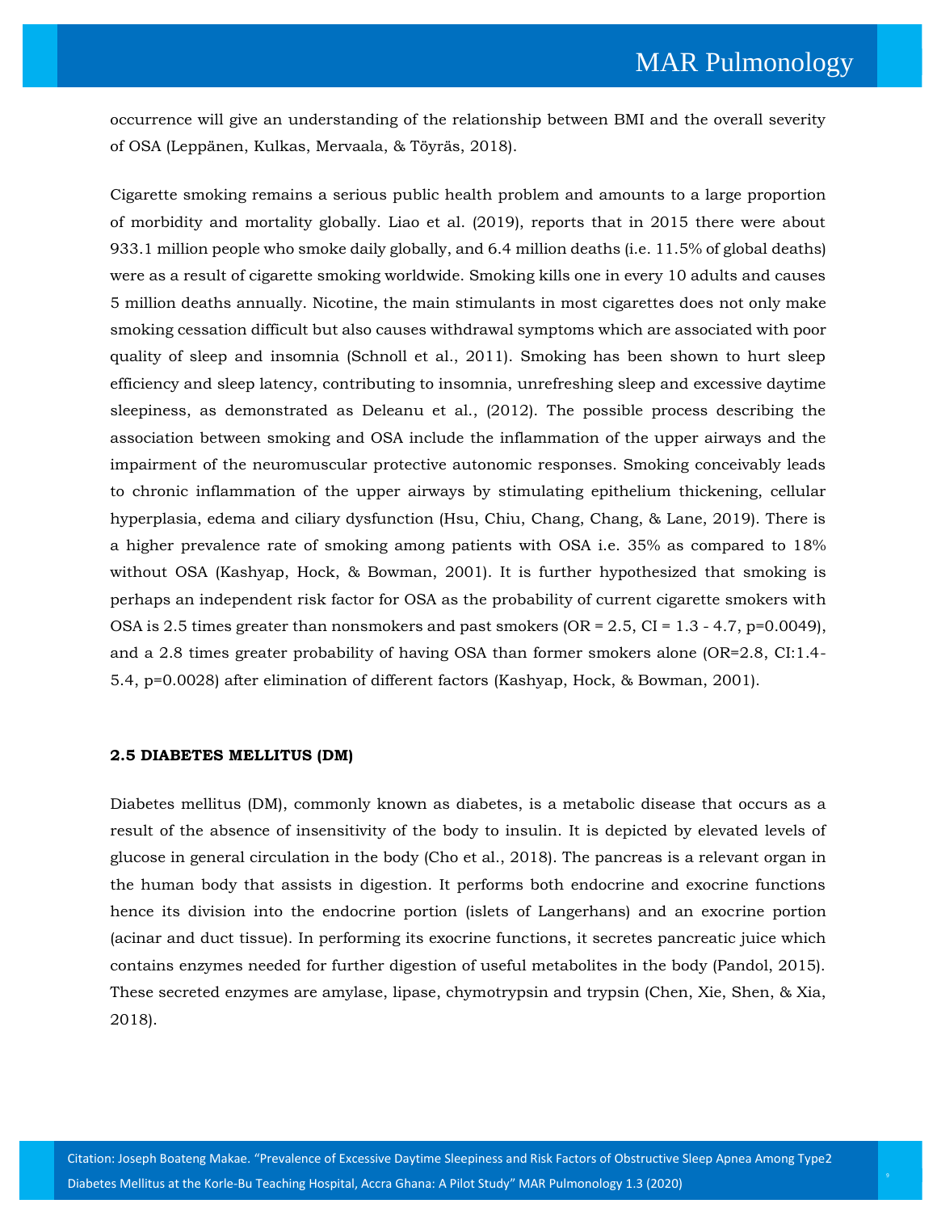occurrence will give an understanding of the relationship between BMI and the overall severity of OSA (Leppänen, Kulkas, Mervaala, & Töyräs, 2018).

Cigarette smoking remains a serious public health problem and amounts to a large proportion of morbidity and mortality globally. Liao et al. (2019), reports that in 2015 there were about 933.1 million people who smoke daily globally, and 6.4 million deaths (i.e. 11.5% of global deaths) were as a result of cigarette smoking worldwide. Smoking kills one in every 10 adults and causes 5 million deaths annually. Nicotine, the main stimulants in most cigarettes does not only make smoking cessation difficult but also causes withdrawal symptoms which are associated with poor quality of sleep and insomnia (Schnoll et al., 2011). Smoking has been shown to hurt sleep efficiency and sleep latency, contributing to insomnia, unrefreshing sleep and excessive daytime sleepiness, as demonstrated as Deleanu et al., (2012). The possible process describing the association between smoking and OSA include the inflammation of the upper airways and the impairment of the neuromuscular protective autonomic responses. Smoking conceivably leads to chronic inflammation of the upper airways by stimulating epithelium thickening, cellular hyperplasia, edema and ciliary dysfunction (Hsu, Chiu, Chang, Chang, & Lane, 2019). There is a higher prevalence rate of smoking among patients with OSA i.e. 35% as compared to 18% without OSA (Kashyap, Hock, & Bowman, 2001). It is further hypothesized that smoking is perhaps an independent risk factor for OSA as the probability of current cigarette smokers with OSA is 2.5 times greater than nonsmokers and past smokers (OR = 2.5, CI = 1.3 - 4.7, p=0.0049), and a 2.8 times greater probability of having OSA than former smokers alone (OR=2.8, CI:1.4-5.4, p=0.0028) after elimination of different factors (Kashyap, Hock, & Bowman, 2001).

### 2.5 DIABETES MELLITUS (DM)

Diabetes mellitus (DM), commonly known as diabetes, is a metabolic disease that occurs as a result of the absence of insensitivity of the body to insulin. It is depicted by elevated levels of glucose in general circulation in the body (Cho et al., 2018). The pancreas is a relevant organ in the human body that assists in digestion. It performs both endocrine and exocrine functions hence its division into the endocrine portion (islets of Langerhans) and an exocrine portion (acinar and duct tissue). In performing its exocrine functions, it secretes pancreatic juice which contains enzymes needed for further digestion of useful metabolites in the body (Pandol, 2015). These secreted enzymes are amylase, lipase, chymotrypsin and trypsin (Chen, Xie, Shen, & Xia, 2018).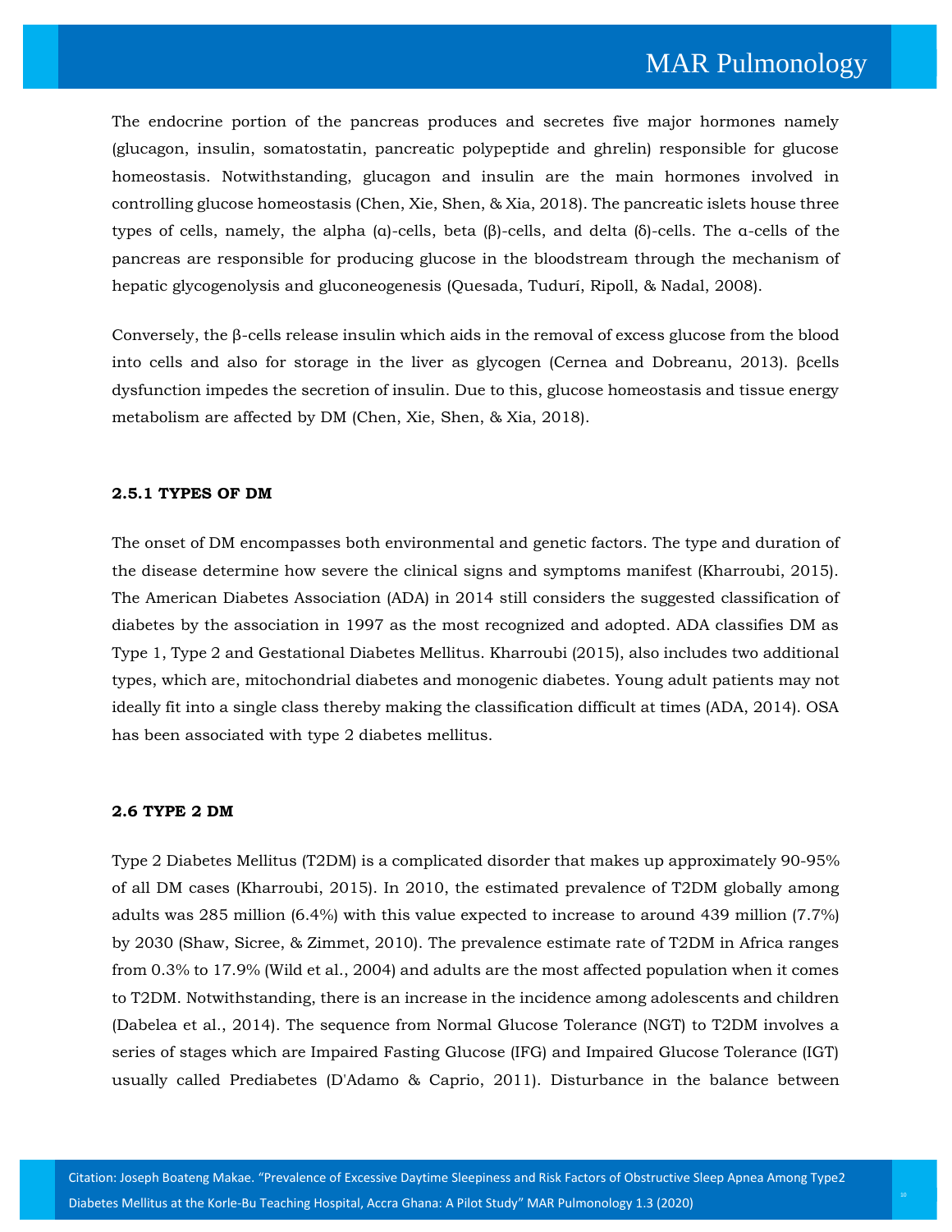The endocrine portion of the pancreas produces and secretes five major hormones namely (glucagon, insulin, somatostatin, pancreatic polypeptide and ghrelin) responsible for glucose homeostasis. Notwithstanding, glucagon and insulin are the main hormones involved in controlling glucose homeostasis (Chen, Xie, Shen, & Xia, 2018). The pancreatic islets house three types of cells, namely, the alpha (α)-cells, beta (β)-cells, and delta (δ)-cells. The α-cells of the pancreas are responsible for producing glucose in the bloodstream through the mechanism of hepatic glycogenolysis and gluconeogenesis (Quesada, Tudurí, Ripoll, & Nadal, 2008).

Conversely, the β-cells release insulin which aids in the removal of excess glucose from the blood into cells and also for storage in the liver as glycogen (Cernea and Dobreanu, 2013). βcells dysfunction impedes the secretion of insulin. Due to this, glucose homeostasis and tissue energy metabolism are affected by DM (Chen, Xie, Shen, & Xia, 2018).

### 2.5.1 TYPES OF DM

The onset of DM encompasses both environmental and genetic factors. The type and duration of the disease determine how severe the clinical signs and symptoms manifest (Kharroubi, 2015). The American Diabetes Association (ADA) in 2014 still considers the suggested classification of diabetes by the association in 1997 as the most recognized and adopted. ADA classifies DM as Type 1, Type 2 and Gestational Diabetes Mellitus. Kharroubi (2015), also includes two additional types, which are, mitochondrial diabetes and monogenic diabetes. Young adult patients may not ideally fit into a single class thereby making the classification difficult at times (ADA, 2014). OSA has been associated with type 2 diabetes mellitus.

## 2.6 TYPE 2 DM

Type 2 Diabetes Mellitus (T2DM) is a complicated disorder that makes up approximately 90-95% of all DM cases (Kharroubi, 2015). In 2010, the estimated prevalence of T2DM globally among adults was 285 million (6.4%) with this value expected to increase to around 439 million (7.7%) by 2030 (Shaw, Sicree, & Zimmet, 2010). The prevalence estimate rate of T2DM in Africa ranges from 0.3% to 17.9% (Wild et al., 2004) and adults are the most affected population when it comes to T2DM. Notwithstanding, there is an increase in the incidence among adolescents and children (Dabelea et al., 2014). The sequence from Normal Glucose Tolerance (NGT) to T2DM involves a series of stages which are Impaired Fasting Glucose (IFG) and Impaired Glucose Tolerance (IGT) usually called Prediabetes (D'Adamo & Caprio, 2011). Disturbance in the balance between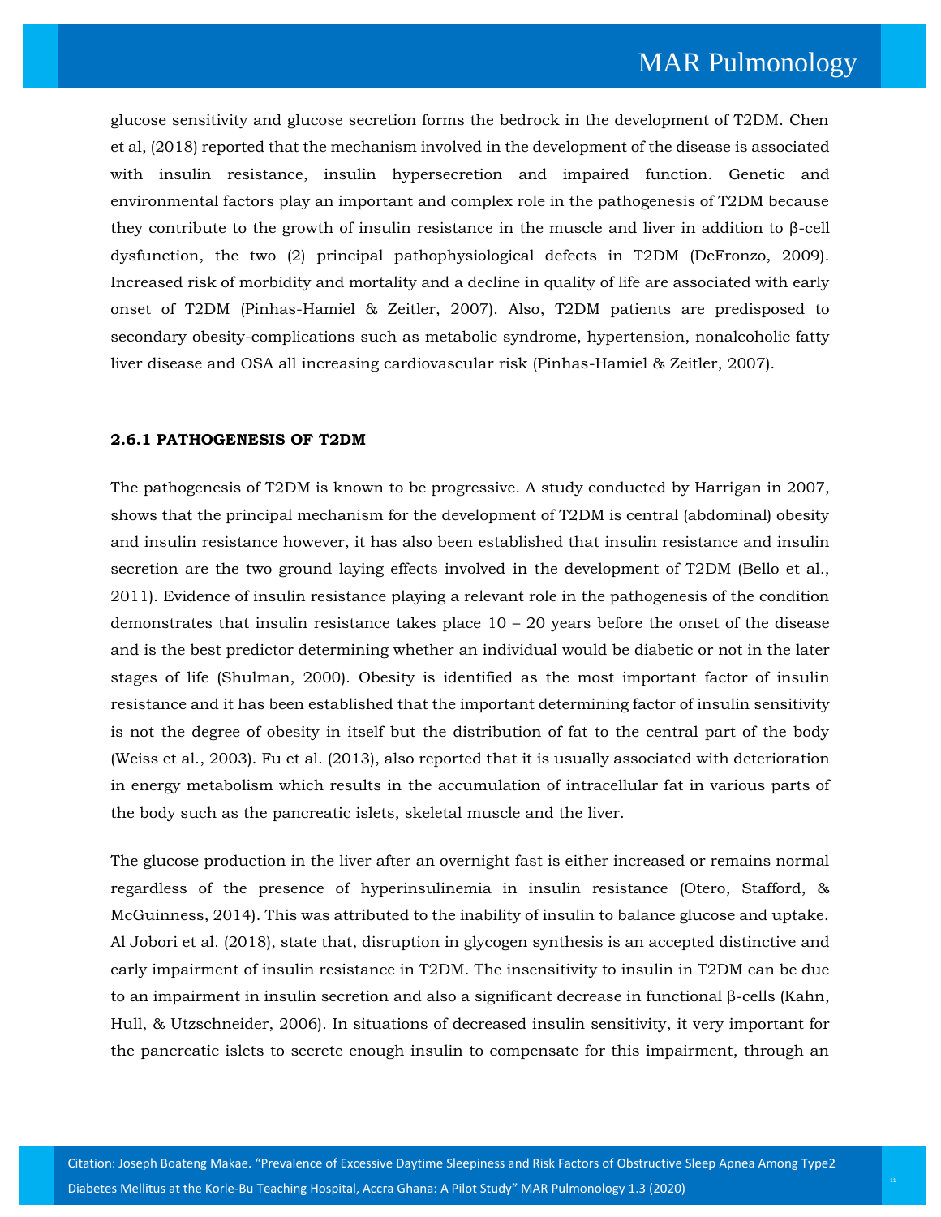glucose sensitivity and glucose secretion forms the bedrock in the development of T2DM. Chen et al, (2018) reported that the mechanism involved in the development of the disease is associated with insulin resistance, insulin hypersecretion and impaired function. Genetic and environmental factors play an important and complex role in the pathogenesis of T2DM because they contribute to the growth of insulin resistance in the muscle and liver in addition to β-cell dysfunction, the two (2) principal pathophysiological defects in T2DM (DeFronzo, 2009). Increased risk of morbidity and mortality and a decline in quality of life are associated with early onset of T2DM (Pinhas-Hamiel & Zeitler, 2007). Also, T2DM patients are predisposed to secondary obesity-complications such as metabolic syndrome, hypertension, nonalcoholic fatty liver disease and OSA all increasing cardiovascular risk (Pinhas-Hamiel & Zeitler, 2007).

### 2.6.1 PATHOGENESIS OF T2DM

The pathogenesis of T2DM is known to be progressive. A study conducted by Harrigan in 2007, shows that the principal mechanism for the development of T2DM is central (abdominal) obesity and insulin resistance however, it has also been established that insulin resistance and insulin secretion are the two ground laying effects involved in the development of T2DM (Bello et al., 2011). Evidence of insulin resistance playing a relevant role in the pathogenesis of the condition demonstrates that insulin resistance takes place 10 – 20 years before the onset of the disease and is the best predictor determining whether an individual would be diabetic or not in the later stages of life (Shulman, 2000). Obesity is identified as the most important factor of insulin resistance and it has been established that the important determining factor of insulin sensitivity is not the degree of obesity in itself but the distribution of fat to the central part of the body (Weiss et al., 2003). Fu et al. (2013), also reported that it is usually associated with deterioration in energy metabolism which results in the accumulation of intracellular fat in various parts of the body such as the pancreatic islets, skeletal muscle and the liver.

The glucose production in the liver after an overnight fast is either increased or remains normal regardless of the presence of hyperinsulinemia in insulin resistance (Otero, Stafford, & McGuinness, 2014). This was attributed to the inability of insulin to balance glucose and uptake. Al Jobori et al. (2018), state that, disruption in glycogen synthesis is an accepted distinctive and early impairment of insulin resistance in T2DM. The insensitivity to insulin in T2DM can be due to an impairment in insulin secretion and also a significant decrease in functional β-cells (Kahn, Hull, & Utzschneider, 2006). In situations of decreased insulin sensitivity, it very important for the pancreatic islets to secrete enough insulin to compensate for this impairment, through an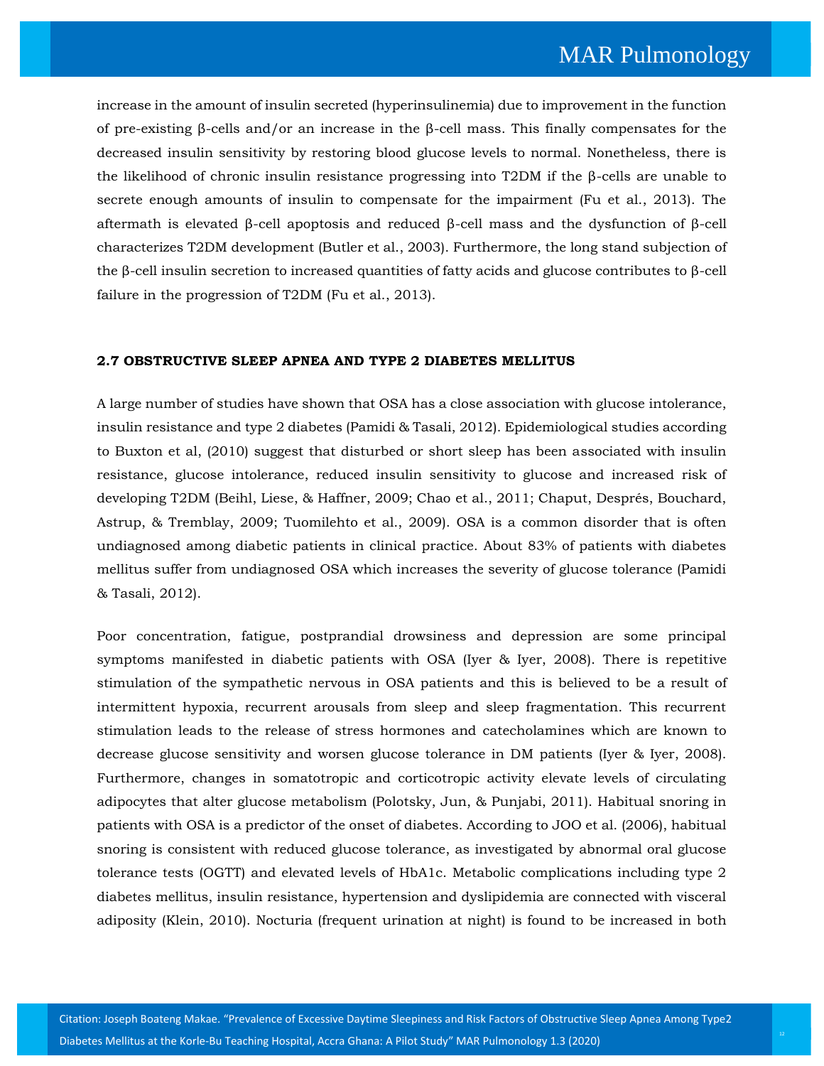increase in the amount of insulin secreted (hyperinsulinemia) due to improvement in the function of pre-existing β-cells and/or an increase in the β-cell mass. This finally compensates for the decreased insulin sensitivity by restoring blood glucose levels to normal. Nonetheless, there is the likelihood of chronic insulin resistance progressing into T2DM if the β-cells are unable to secrete enough amounts of insulin to compensate for the impairment (Fu et al., 2013). The aftermath is elevated β-cell apoptosis and reduced β-cell mass and the dysfunction of β-cell characterizes T2DM development (Butler et al., 2003). Furthermore, the long stand subjection of the β-cell insulin secretion to increased quantities of fatty acids and glucose contributes to β-cell failure in the progression of T2DM (Fu et al., 2013).

### 2.7 OBSTRUCTIVE SLEEP APNEA AND TYPE 2 DIABETES MELLITUS

A large number of studies have shown that OSA has a close association with glucose intolerance, insulin resistance and type 2 diabetes (Pamidi & Tasali, 2012). Epidemiological studies according to Buxton et al, (2010) suggest that disturbed or short sleep has been associated with insulin resistance, glucose intolerance, reduced insulin sensitivity to glucose and increased risk of developing T2DM (Beihl, Liese, & Haffner, 2009; Chao et al., 2011; Chaput, Després, Bouchard, Astrup, & Tremblay, 2009; Tuomilehto et al., 2009). OSA is a common disorder that is often undiagnosed among diabetic patients in clinical practice. About 83% of patients with diabetes mellitus suffer from undiagnosed OSA which increases the severity of glucose tolerance (Pamidi & Tasali, 2012).

Poor concentration, fatigue, postprandial drowsiness and depression are some principal symptoms manifested in diabetic patients with OSA (Iyer & Iyer, 2008). There is repetitive stimulation of the sympathetic nervous in OSA patients and this is believed to be a result of intermittent hypoxia, recurrent arousals from sleep and sleep fragmentation. This recurrent stimulation leads to the release of stress hormones and catecholamines which are known to decrease glucose sensitivity and worsen glucose tolerance in DM patients (Iyer & Iyer, 2008). Furthermore, changes in somatotropic and corticotropic activity elevate levels of circulating adipocytes that alter glucose metabolism (Polotsky, Jun, & Punjabi, 2011). Habitual snoring in patients with OSA is a predictor of the onset of diabetes. According to JOO et al. (2006), habitual snoring is consistent with reduced glucose tolerance, as investigated by abnormal oral glucose tolerance tests (OGTT) and elevated levels of HbA1c. Metabolic complications including type 2 diabetes mellitus, insulin resistance, hypertension and dyslipidemia are connected with visceral adiposity (Klein, 2010). Nocturia (frequent urination at night) is found to be increased in both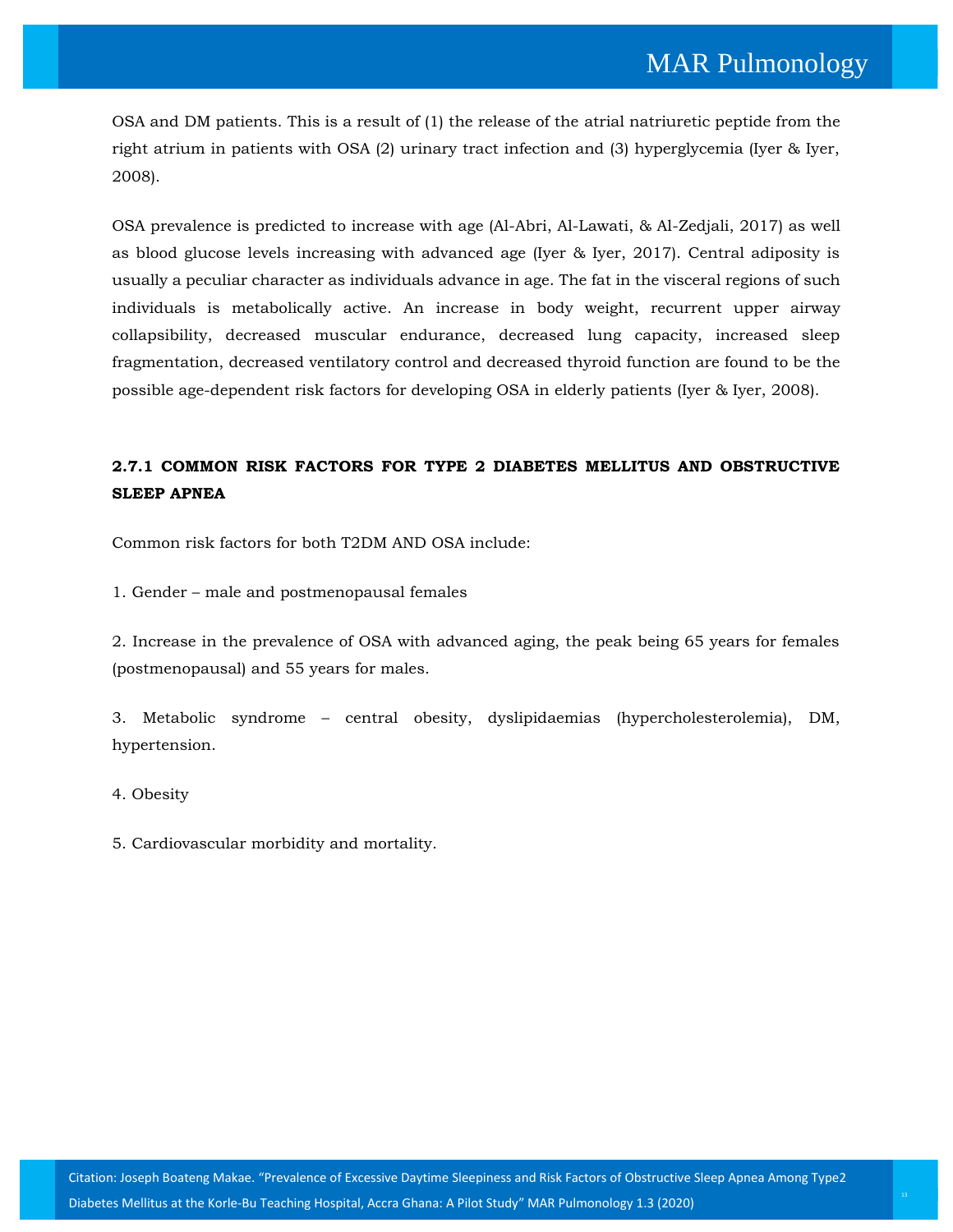OSA and DM patients. This is a result of (1) the release of the atrial natriuretic peptide from the right atrium in patients with OSA (2) urinary tract infection and (3) hyperglycemia (Iyer & Iyer, 2008).

OSA prevalence is predicted to increase with age (Al-Abri, Al-Lawati, & Al-Zedjali, 2017) as well as blood glucose levels increasing with advanced age (Iyer & Iyer, 2017). Central adiposity is usually a peculiar character as individuals advance in age. The fat in the visceral regions of such individuals is metabolically active. An increase in body weight, recurrent upper airway collapsibility, decreased muscular endurance, decreased lung capacity, increased sleep fragmentation, decreased ventilatory control and decreased thyroid function are found to be the possible age-dependent risk factors for developing OSA in elderly patients (Iyer & Iyer, 2008).

### 2.7.1 COMMON RISK FACTORS FOR TYPE 2 DIABETES MELLITUS AND OBSTRUCTIVE SLEEP APNEA

Common risk factors for both T2DM AND OSA include:

1. Gender – male and postmenopausal females

2. Increase in the prevalence of OSA with advanced aging, the peak being 65 years for females (postmenopausal) and 55 years for males.

3. Metabolic syndrome – central obesity, dyslipidaemias (hypercholesterolemia), DM, hypertension.

4. Obesity

5. Cardiovascular morbidity and mortality.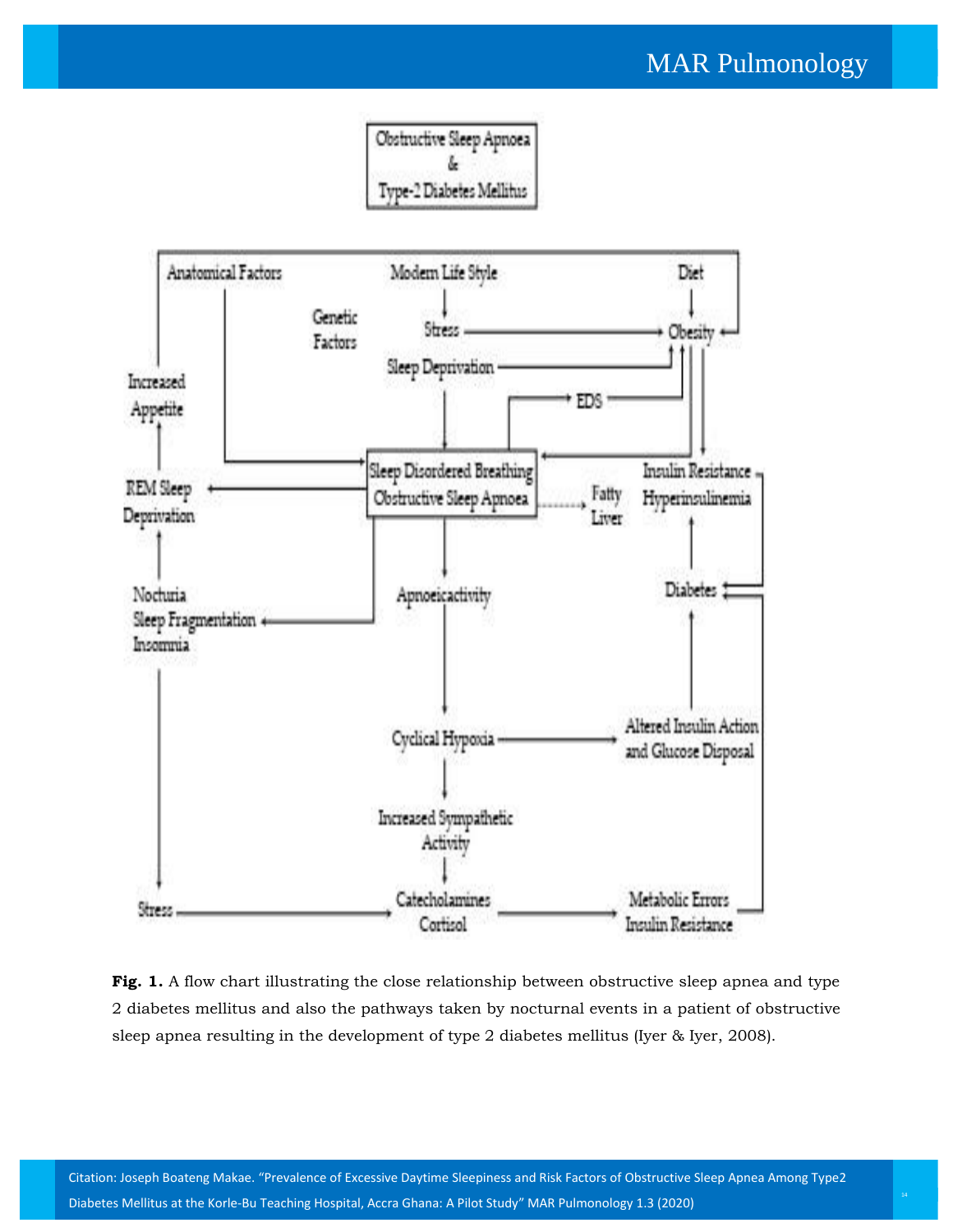Obstructive Sleep Apnoea
&
Type-2 Diabetes Mellitus

Anatomical Factors

Modern Life Style

Diet

Genetic Factors

Stress

Obesity

Sleep Deprivation

Increased Appetite

EDS

Sleep Disordered Breathing
Obstructive Sleep Apnoea

REM Sleep Deprivation

Fatty Liver

Insulin Resistance
Hyperinsulinemia

Apnoeicactivity

Diabetes

Nocturia
Sleep Fragmentation
Insomnia

Cyclical Hypoxia

Altered Insulin Action and Glucose Disposal

Increased Sympathetic Activity

Stress

Catecholamines
Cortisol

Metabolic Errors
Insulin Resistance

**Fig. 1.** A flow chart illustrating the close relationship between obstructive sleep apnea and type 2 diabetes mellitus and also the pathways taken by nocturnal events in a patient of obstructive sleep apnea resulting in the development of type 2 diabetes mellitus (Iyer & Iyer, 2008).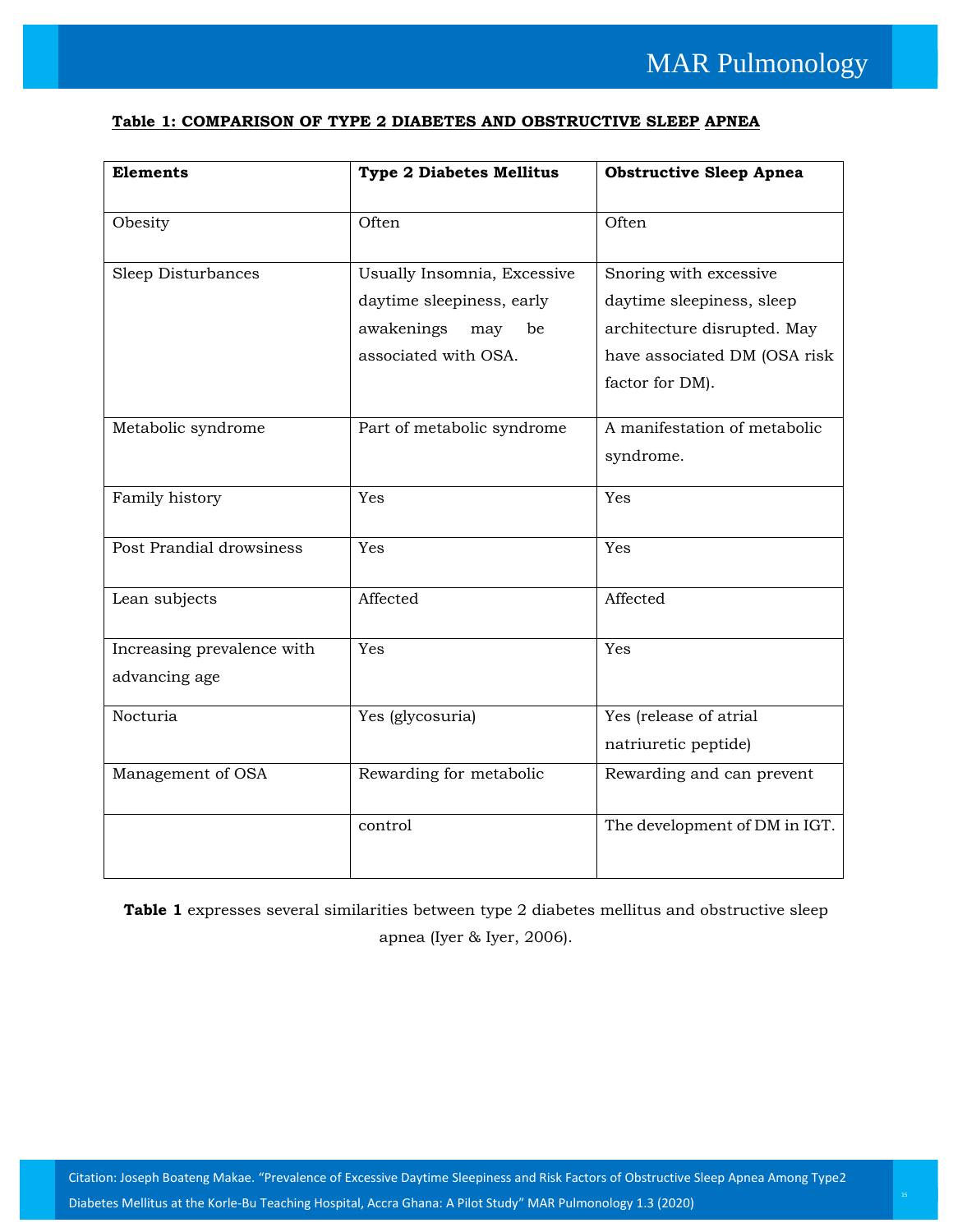**Table 1: COMPARISON OF TYPE 2 DIABETES AND OBSTRUCTIVE SLEEP APNEA**

| Elements | Type 2 Diabetes Mellitus | Obstructive Sleep Apnea |
|---|---|---|
| Obesity | Often | Often |
| Sleep Disturbances | Usually Insomnia, Excessive daytime sleepiness, early awakenings may be associated with OSA. | Snoring with excessive daytime sleepiness, sleep architecture disrupted. May have associated DM (OSA risk factor for DM). |
| Metabolic syndrome | Part of metabolic syndrome | A manifestation of metabolic syndrome. |
| Family history | Yes | Yes |
| Post Prandial drowsiness | Yes | Yes |
| Lean subjects | Affected | Affected |
| Increasing prevalence with advancing age | Yes | Yes |
| Nocturia | Yes (glycosuria) | Yes (release of atrial natriuretic peptide) |
| Management of OSA | Rewarding for metabolic | Rewarding and can prevent |
| | control | The development of DM in IGT. |

**Table 1** expresses several similarities between type 2 diabetes mellitus and obstructive sleep apnea (Iyer & Iyer, 2006).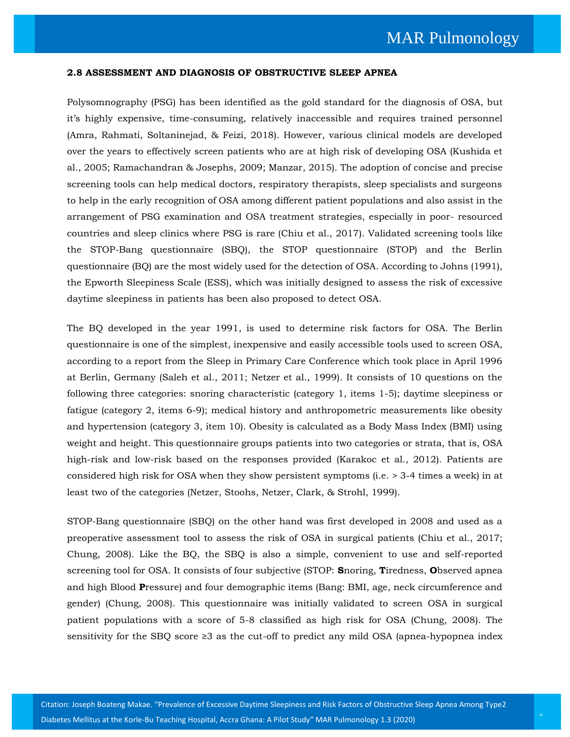### 2.8 ASSESSMENT AND DIAGNOSIS OF OBSTRUCTIVE SLEEP APNEA

Polysomnography (PSG) has been identified as the gold standard for the diagnosis of OSA, but it's highly expensive, time-consuming, relatively inaccessible and requires trained personnel (Amra, Rahmati, Soltaninejad, & Feizi, 2018). However, various clinical models are developed over the years to effectively screen patients who are at high risk of developing OSA (Kushida et al., 2005; Ramachandran & Josephs, 2009; Manzar, 2015). The adoption of concise and precise screening tools can help medical doctors, respiratory therapists, sleep specialists and surgeons to help in the early recognition of OSA among different patient populations and also assist in the arrangement of PSG examination and OSA treatment strategies, especially in poor- resourced countries and sleep clinics where PSG is rare (Chiu et al., 2017). Validated screening tools like the STOP-Bang questionnaire (SBQ), the STOP questionnaire (STOP) and the Berlin questionnaire (BQ) are the most widely used for the detection of OSA. According to Johns (1991), the Epworth Sleepiness Scale (ESS), which was initially designed to assess the risk of excessive daytime sleepiness in patients has been also proposed to detect OSA.

The BQ developed in the year 1991, is used to determine risk factors for OSA. The Berlin questionnaire is one of the simplest, inexpensive and easily accessible tools used to screen OSA, according to a report from the Sleep in Primary Care Conference which took place in April 1996 at Berlin, Germany (Saleh et al., 2011; Netzer et al., 1999). It consists of 10 questions on the following three categories: snoring characteristic (category 1, items 1-5); daytime sleepiness or fatigue (category 2, items 6-9); medical history and anthropometric measurements like obesity and hypertension (category 3, item 10). Obesity is calculated as a Body Mass Index (BMI) using weight and height. This questionnaire groups patients into two categories or strata, that is, OSA high-risk and low-risk based on the responses provided (Karakoc et al., 2012). Patients are considered high risk for OSA when they show persistent symptoms (i.e. > 3-4 times a week) in at least two of the categories (Netzer, Stoohs, Netzer, Clark, & Strohl, 1999).

STOP-Bang questionnaire (SBQ) on the other hand was first developed in 2008 and used as a preoperative assessment tool to assess the risk of OSA in surgical patients (Chiu et al., 2017; Chung, 2008). Like the BQ, the SBQ is also a simple, convenient to use and self-reported screening tool for OSA. It consists of four subjective (STOP: **S**noring, **T**iredness, **O**bserved apnea and high Blood **P**ressure) and four demographic items (Bang: BMI, age, neck circumference and gender) (Chung, 2008). This questionnaire was initially validated to screen OSA in surgical patient populations with a score of 5-8 classified as high risk for OSA (Chung, 2008). The sensitivity for the SBQ score ≥3 as the cut-off to predict any mild OSA (apnea-hypopnea index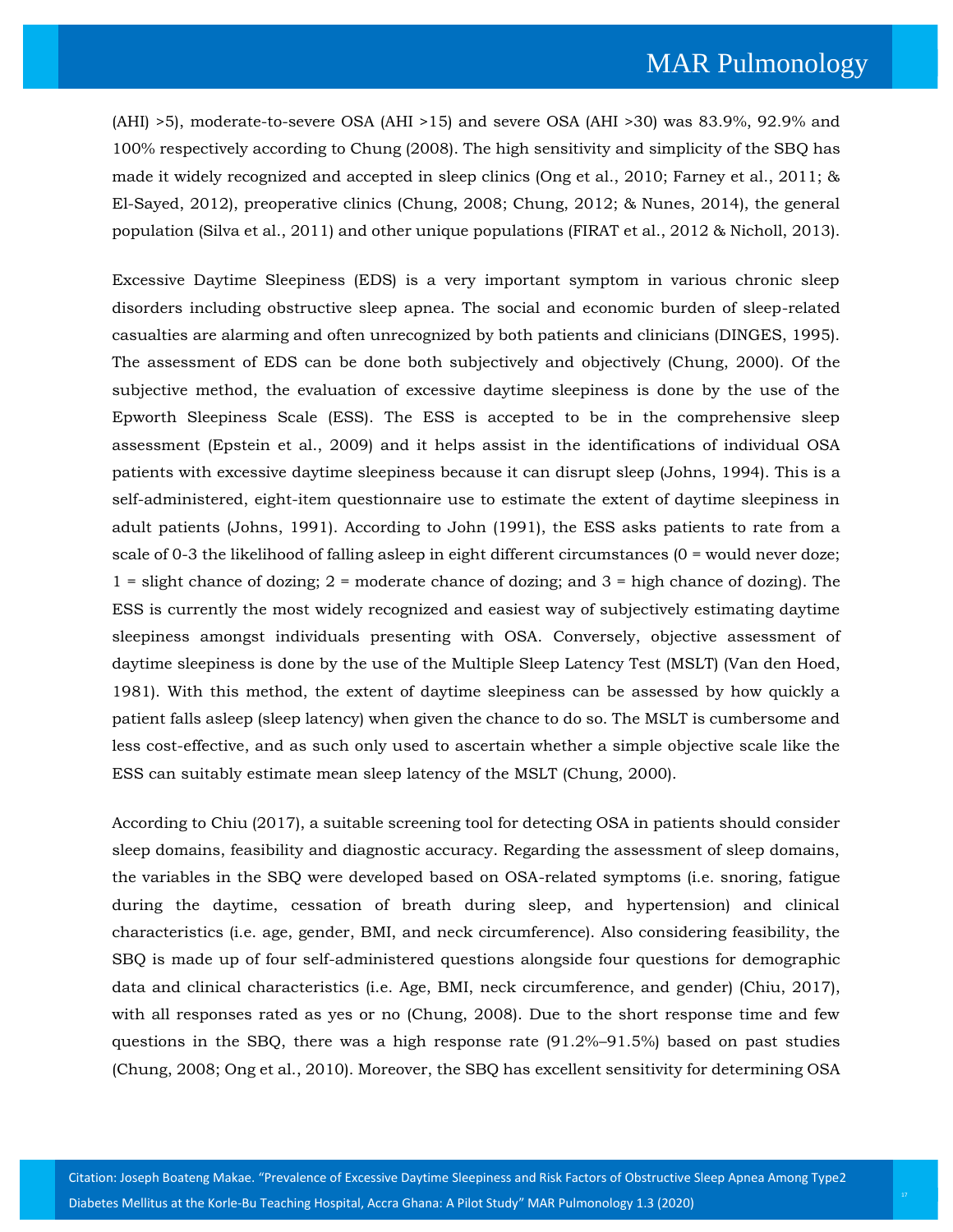(AHI) >5), moderate-to-severe OSA (AHI >15) and severe OSA (AHI >30) was 83.9%, 92.9% and 100% respectively according to Chung (2008). The high sensitivity and simplicity of the SBQ has made it widely recognized and accepted in sleep clinics (Ong et al., 2010; Farney et al., 2011; & El-Sayed, 2012), preoperative clinics (Chung, 2008; Chung, 2012; & Nunes, 2014), the general population (Silva et al., 2011) and other unique populations (FIRAT et al., 2012 & Nicholl, 2013).

Excessive Daytime Sleepiness (EDS) is a very important symptom in various chronic sleep disorders including obstructive sleep apnea. The social and economic burden of sleep-related casualties are alarming and often unrecognized by both patients and clinicians (DINGES, 1995). The assessment of EDS can be done both subjectively and objectively (Chung, 2000). Of the subjective method, the evaluation of excessive daytime sleepiness is done by the use of the Epworth Sleepiness Scale (ESS). The ESS is accepted to be in the comprehensive sleep assessment (Epstein et al., 2009) and it helps assist in the identifications of individual OSA patients with excessive daytime sleepiness because it can disrupt sleep (Johns, 1994). This is a self-administered, eight-item questionnaire use to estimate the extent of daytime sleepiness in adult patients (Johns, 1991). According to John (1991), the ESS asks patients to rate from a scale of 0-3 the likelihood of falling asleep in eight different circumstances (0 = would never doze; 1 = slight chance of dozing; 2 = moderate chance of dozing; and 3 = high chance of dozing). The ESS is currently the most widely recognized and easiest way of subjectively estimating daytime sleepiness amongst individuals presenting with OSA. Conversely, objective assessment of daytime sleepiness is done by the use of the Multiple Sleep Latency Test (MSLT) (Van den Hoed, 1981). With this method, the extent of daytime sleepiness can be assessed by how quickly a patient falls asleep (sleep latency) when given the chance to do so. The MSLT is cumbersome and less cost-effective, and as such only used to ascertain whether a simple objective scale like the ESS can suitably estimate mean sleep latency of the MSLT (Chung, 2000).

According to Chiu (2017), a suitable screening tool for detecting OSA in patients should consider sleep domains, feasibility and diagnostic accuracy. Regarding the assessment of sleep domains, the variables in the SBQ were developed based on OSA-related symptoms (i.e. snoring, fatigue during the daytime, cessation of breath during sleep, and hypertension) and clinical characteristics (i.e. age, gender, BMI, and neck circumference). Also considering feasibility, the SBQ is made up of four self-administered questions alongside four questions for demographic data and clinical characteristics (i.e. Age, BMI, neck circumference, and gender) (Chiu, 2017), with all responses rated as yes or no (Chung, 2008). Due to the short response time and few questions in the SBQ, there was a high response rate (91.2%–91.5%) based on past studies (Chung, 2008; Ong et al., 2010). Moreover, the SBQ has excellent sensitivity for determining OSA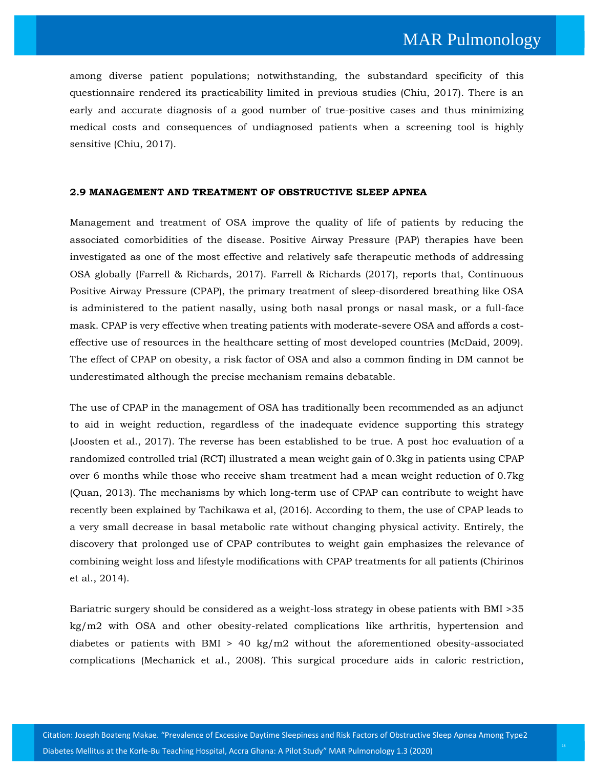among diverse patient populations; notwithstanding, the substandard specificity of this questionnaire rendered its practicability limited in previous studies (Chiu, 2017). There is an early and accurate diagnosis of a good number of true-positive cases and thus minimizing medical costs and consequences of undiagnosed patients when a screening tool is highly sensitive (Chiu, 2017).

### 2.9 MANAGEMENT AND TREATMENT OF OBSTRUCTIVE SLEEP APNEA

Management and treatment of OSA improve the quality of life of patients by reducing the associated comorbidities of the disease. Positive Airway Pressure (PAP) therapies have been investigated as one of the most effective and relatively safe therapeutic methods of addressing OSA globally (Farrell & Richards, 2017). Farrell & Richards (2017), reports that, Continuous Positive Airway Pressure (CPAP), the primary treatment of sleep-disordered breathing like OSA is administered to the patient nasally, using both nasal prongs or nasal mask, or a full-face mask. CPAP is very effective when treating patients with moderate-severe OSA and affords a cost-effective use of resources in the healthcare setting of most developed countries (McDaid, 2009). The effect of CPAP on obesity, a risk factor of OSA and also a common finding in DM cannot be underestimated although the precise mechanism remains debatable.

The use of CPAP in the management of OSA has traditionally been recommended as an adjunct to aid in weight reduction, regardless of the inadequate evidence supporting this strategy (Joosten et al., 2017). The reverse has been established to be true. A post hoc evaluation of a randomized controlled trial (RCT) illustrated a mean weight gain of 0.3kg in patients using CPAP over 6 months while those who receive sham treatment had a mean weight reduction of 0.7kg (Quan, 2013). The mechanisms by which long-term use of CPAP can contribute to weight have recently been explained by Tachikawa et al, (2016). According to them, the use of CPAP leads to a very small decrease in basal metabolic rate without changing physical activity. Entirely, the discovery that prolonged use of CPAP contributes to weight gain emphasizes the relevance of combining weight loss and lifestyle modifications with CPAP treatments for all patients (Chirinos et al., 2014).

Bariatric surgery should be considered as a weight-loss strategy in obese patients with BMI >35 kg/m2 with OSA and other obesity-related complications like arthritis, hypertension and diabetes or patients with BMI > 40 kg/m2 without the aforementioned obesity-associated complications (Mechanick et al., 2008). This surgical procedure aids in caloric restriction,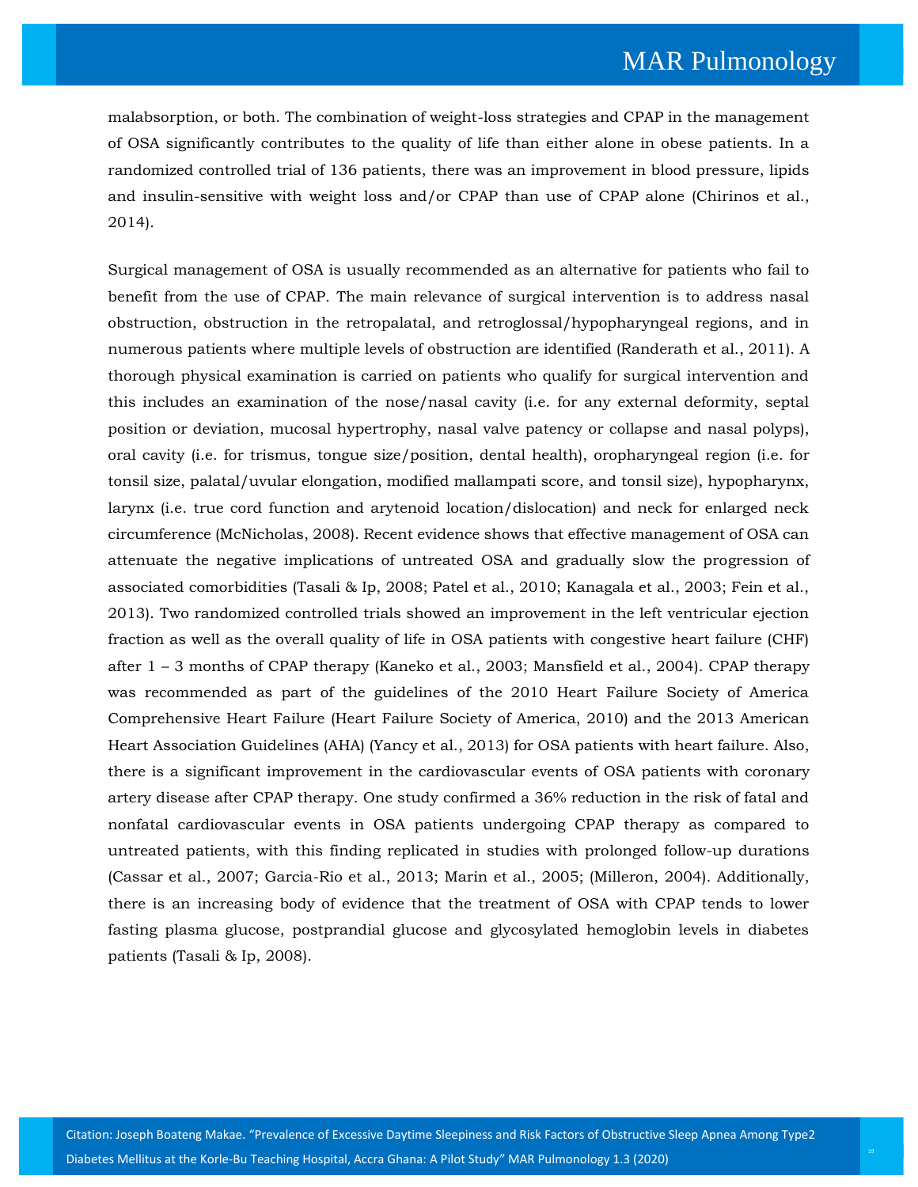malabsorption, or both. The combination of weight-loss strategies and CPAP in the management of OSA significantly contributes to the quality of life than either alone in obese patients. In a randomized controlled trial of 136 patients, there was an improvement in blood pressure, lipids and insulin-sensitive with weight loss and/or CPAP than use of CPAP alone (Chirinos et al., 2014).

Surgical management of OSA is usually recommended as an alternative for patients who fail to benefit from the use of CPAP. The main relevance of surgical intervention is to address nasal obstruction, obstruction in the retropalatal, and retroglossal/hypopharyngeal regions, and in numerous patients where multiple levels of obstruction are identified (Randerath et al., 2011). A thorough physical examination is carried on patients who qualify for surgical intervention and this includes an examination of the nose/nasal cavity (i.e. for any external deformity, septal position or deviation, mucosal hypertrophy, nasal valve patency or collapse and nasal polyps), oral cavity (i.e. for trismus, tongue size/position, dental health), oropharyngeal region (i.e. for tonsil size, palatal/uvular elongation, modified mallampati score, and tonsil size), hypopharynx, larynx (i.e. true cord function and arytenoid location/dislocation) and neck for enlarged neck circumference (McNicholas, 2008). Recent evidence shows that effective management of OSA can attenuate the negative implications of untreated OSA and gradually slow the progression of associated comorbidities (Tasali & Ip, 2008; Patel et al., 2010; Kanagala et al., 2003; Fein et al., 2013). Two randomized controlled trials showed an improvement in the left ventricular ejection fraction as well as the overall quality of life in OSA patients with congestive heart failure (CHF) after 1 – 3 months of CPAP therapy (Kaneko et al., 2003; Mansfield et al., 2004). CPAP therapy was recommended as part of the guidelines of the 2010 Heart Failure Society of America Comprehensive Heart Failure (Heart Failure Society of America, 2010) and the 2013 American Heart Association Guidelines (AHA) (Yancy et al., 2013) for OSA patients with heart failure. Also, there is a significant improvement in the cardiovascular events of OSA patients with coronary artery disease after CPAP therapy. One study confirmed a 36% reduction in the risk of fatal and nonfatal cardiovascular events in OSA patients undergoing CPAP therapy as compared to untreated patients, with this finding replicated in studies with prolonged follow-up durations (Cassar et al., 2007; Garcia-Rio et al., 2013; Marin et al., 2005; (Milleron, 2004). Additionally, there is an increasing body of evidence that the treatment of OSA with CPAP tends to lower fasting plasma glucose, postprandial glucose and glycosylated hemoglobin levels in diabetes patients (Tasali & Ip, 2008).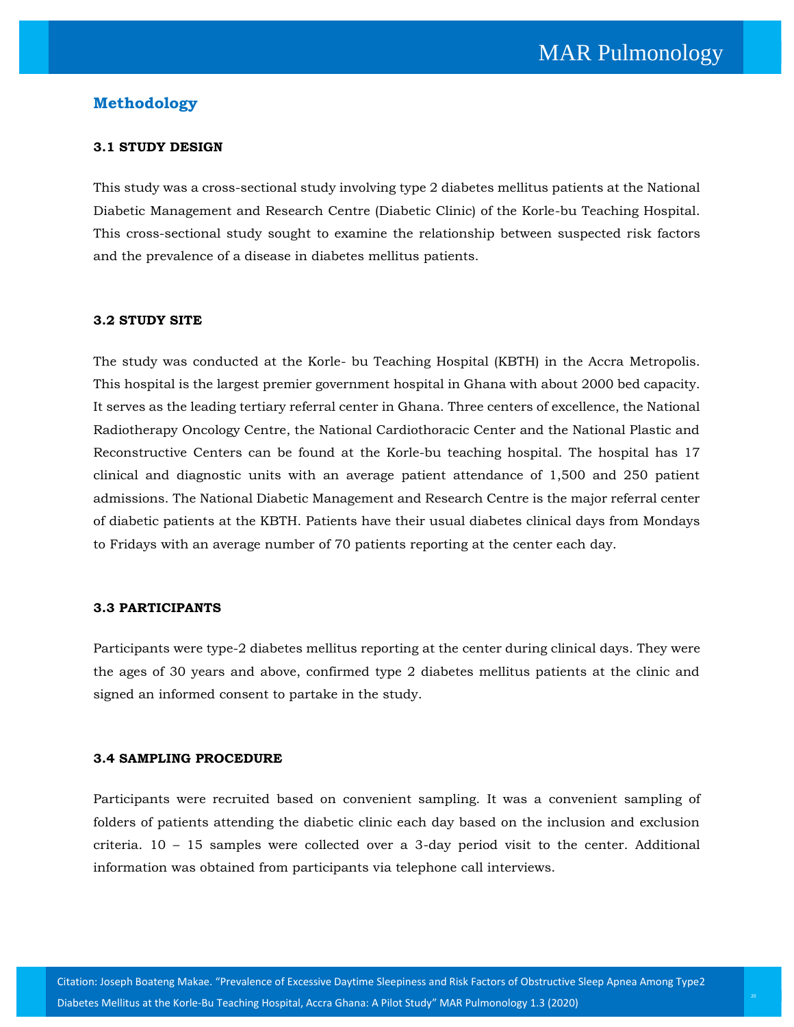## Methodology

### 3.1 STUDY DESIGN

This study was a cross-sectional study involving type 2 diabetes mellitus patients at the National Diabetic Management and Research Centre (Diabetic Clinic) of the Korle-bu Teaching Hospital. This cross-sectional study sought to examine the relationship between suspected risk factors and the prevalence of a disease in diabetes mellitus patients.

### 3.2 STUDY SITE

The study was conducted at the Korle- bu Teaching Hospital (KBTH) in the Accra Metropolis. This hospital is the largest premier government hospital in Ghana with about 2000 bed capacity. It serves as the leading tertiary referral center in Ghana. Three centers of excellence, the National Radiotherapy Oncology Centre, the National Cardiothoracic Center and the National Plastic and Reconstructive Centers can be found at the Korle-bu teaching hospital. The hospital has 17 clinical and diagnostic units with an average patient attendance of 1,500 and 250 patient admissions. The National Diabetic Management and Research Centre is the major referral center of diabetic patients at the KBTH. Patients have their usual diabetes clinical days from Mondays to Fridays with an average number of 70 patients reporting at the center each day.

### 3.3 PARTICIPANTS

Participants were type-2 diabetes mellitus reporting at the center during clinical days. They were the ages of 30 years and above, confirmed type 2 diabetes mellitus patients at the clinic and signed an informed consent to partake in the study.

### 3.4 SAMPLING PROCEDURE

Participants were recruited based on convenient sampling. It was a convenient sampling of folders of patients attending the diabetic clinic each day based on the inclusion and exclusion criteria. 10 – 15 samples were collected over a 3-day period visit to the center. Additional information was obtained from participants via telephone call interviews.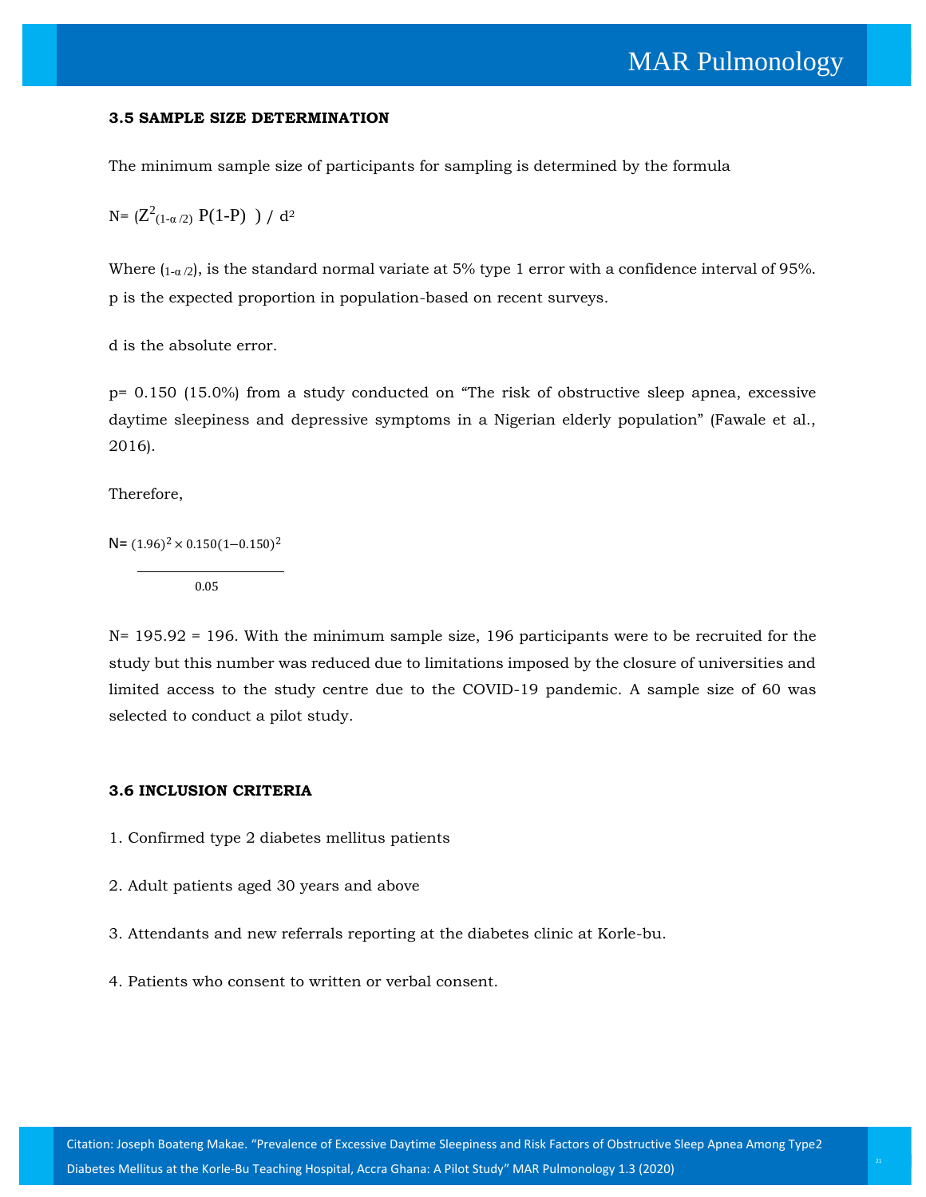### 3.5 SAMPLE SIZE DETERMINATION

The minimum sample size of participants for sampling is determined by the formula

$$N= (Z^2_{(1-\alpha/2)} P(1-P)) / d^2$$

Where $(_{1-\alpha/2})$, is the standard normal variate at 5% type 1 error with a confidence interval of 95%. p is the expected proportion in population-based on recent surveys.

d is the absolute error.

p= 0.150 (15.0%) from a study conducted on "The risk of obstructive sleep apnea, excessive daytime sleepiness and depressive symptoms in a Nigerian elderly population" (Fawale et al., 2016).

Therefore,

$$N= \frac{(1.96)^2 \times 0.150(1-0.150)^2}{0.05}$$

N= 195.92 = 196. With the minimum sample size, 196 participants were to be recruited for the study but this number was reduced due to limitations imposed by the closure of universities and limited access to the study centre due to the COVID-19 pandemic. A sample size of 60 was selected to conduct a pilot study.

### 3.6 INCLUSION CRITERIA

1. Confirmed type 2 diabetes mellitus patients
2. Adult patients aged 30 years and above
3. Attendants and new referrals reporting at the diabetes clinic at Korle-bu.
4. Patients who consent to written or verbal consent.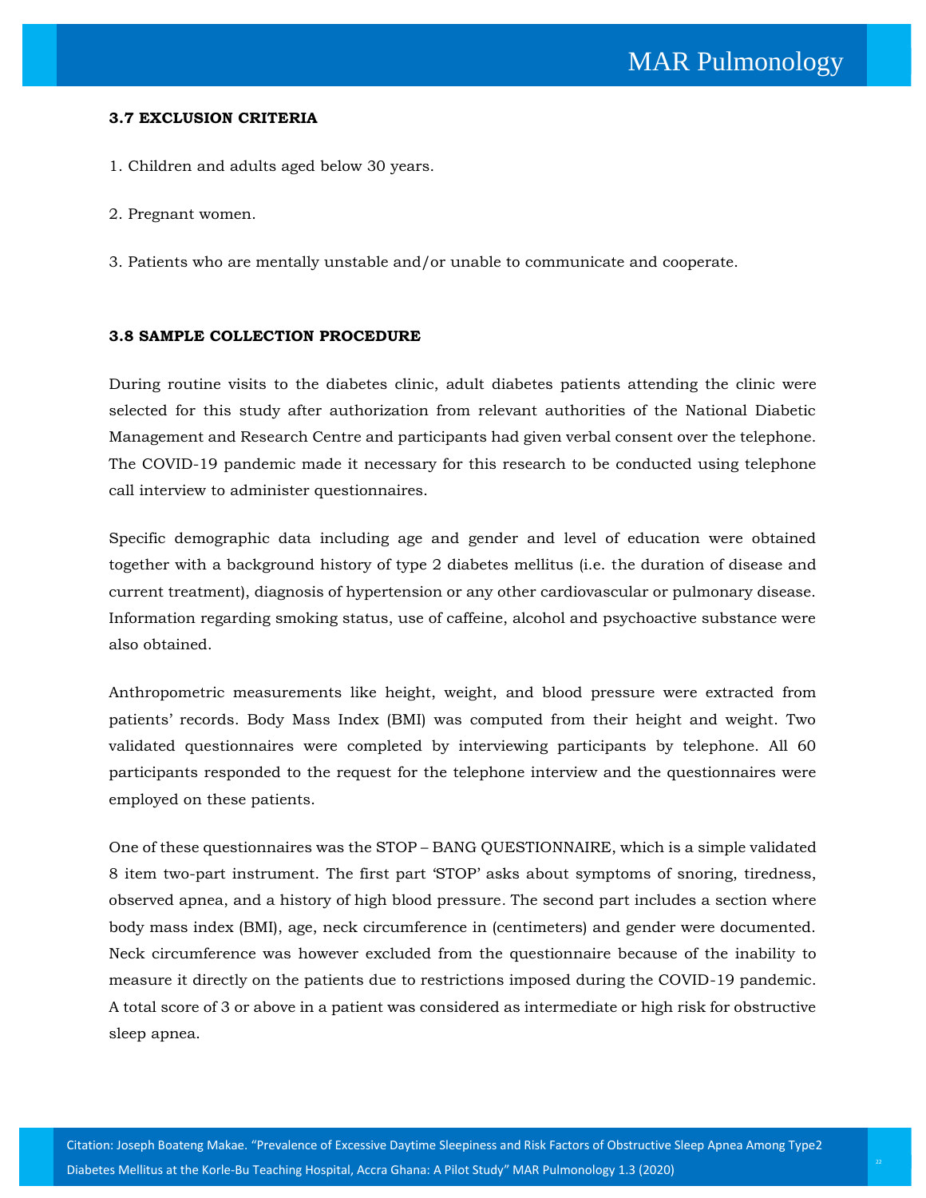### 3.7 EXCLUSION CRITERIA

1. Children and adults aged below 30 years.

2. Pregnant women.

3. Patients who are mentally unstable and/or unable to communicate and cooperate.

### 3.8 SAMPLE COLLECTION PROCEDURE

During routine visits to the diabetes clinic, adult diabetes patients attending the clinic were selected for this study after authorization from relevant authorities of the National Diabetic Management and Research Centre and participants had given verbal consent over the telephone. The COVID-19 pandemic made it necessary for this research to be conducted using telephone call interview to administer questionnaires.

Specific demographic data including age and gender and level of education were obtained together with a background history of type 2 diabetes mellitus (i.e. the duration of disease and current treatment), diagnosis of hypertension or any other cardiovascular or pulmonary disease. Information regarding smoking status, use of caffeine, alcohol and psychoactive substance were also obtained.

Anthropometric measurements like height, weight, and blood pressure were extracted from patients' records. Body Mass Index (BMI) was computed from their height and weight. Two validated questionnaires were completed by interviewing participants by telephone. All 60 participants responded to the request for the telephone interview and the questionnaires were employed on these patients.

One of these questionnaires was the STOP – BANG QUESTIONNAIRE, which is a simple validated 8 item two-part instrument. The first part 'STOP' asks about symptoms of snoring, tiredness, observed apnea, and a history of high blood pressure. The second part includes a section where body mass index (BMI), age, neck circumference in (centimeters) and gender were documented. Neck circumference was however excluded from the questionnaire because of the inability to measure it directly on the patients due to restrictions imposed during the COVID-19 pandemic. A total score of 3 or above in a patient was considered as intermediate or high risk for obstructive sleep apnea.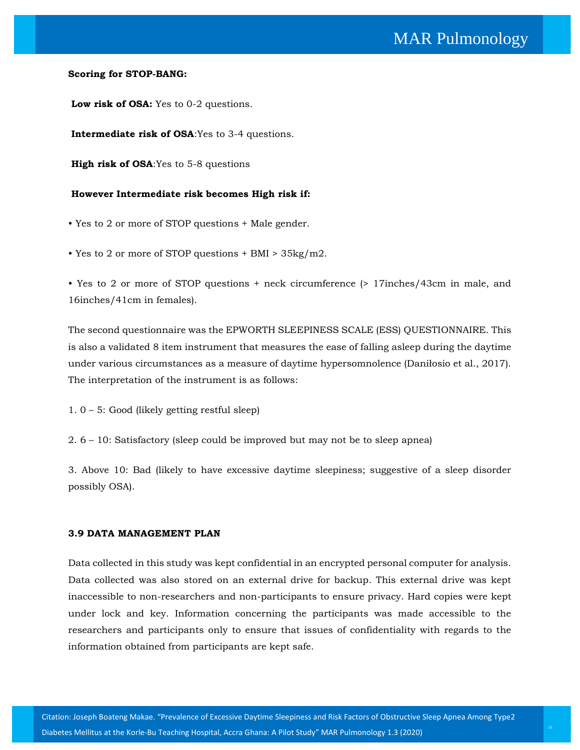**Scoring for STOP-BANG:**

**Low risk of OSA:** Yes to 0-2 questions.

**Intermediate risk of OSA**:Yes to 3-4 questions.

**High risk of OSA**:Yes to 5-8 questions

**However Intermediate risk becomes High risk if:**

• Yes to 2 or more of STOP questions + Male gender.

• Yes to 2 or more of STOP questions + BMI > 35kg/m2.

• Yes to 2 or more of STOP questions + neck circumference (> 17inches/43cm in male, and 16inches/41cm in females).

The second questionnaire was the EPWORTH SLEEPINESS SCALE (ESS) QUESTIONNAIRE. This is also a validated 8 item instrument that measures the ease of falling asleep during the daytime under various circumstances as a measure of daytime hypersomnolence (Daniłosio et al., 2017). The interpretation of the instrument is as follows:

1. 0 – 5: Good (likely getting restful sleep)

2. 6 – 10: Satisfactory (sleep could be improved but may not be to sleep apnea)

3. Above 10: Bad (likely to have excessive daytime sleepiness; suggestive of a sleep disorder possibly OSA).

**3.9 DATA MANAGEMENT PLAN**

Data collected in this study was kept confidential in an encrypted personal computer for analysis. Data collected was also stored on an external drive for backup. This external drive was kept inaccessible to non-researchers and non-participants to ensure privacy. Hard copies were kept under lock and key. Information concerning the participants was made accessible to the researchers and participants only to ensure that issues of confidentiality with regards to the information obtained from participants are kept safe.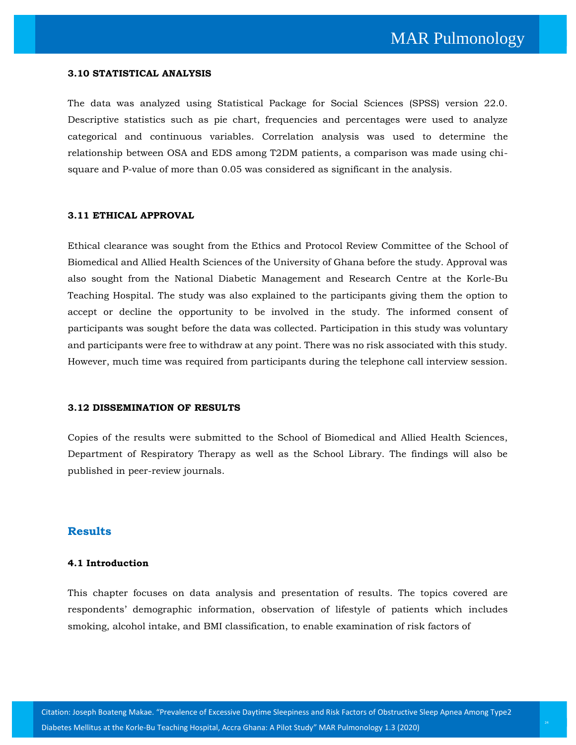### 3.10 STATISTICAL ANALYSIS

The data was analyzed using Statistical Package for Social Sciences (SPSS) version 22.0. Descriptive statistics such as pie chart, frequencies and percentages were used to analyze categorical and continuous variables. Correlation analysis was used to determine the relationship between OSA and EDS among T2DM patients, a comparison was made using chi-square and P-value of more than 0.05 was considered as significant in the analysis.

### 3.11 ETHICAL APPROVAL

Ethical clearance was sought from the Ethics and Protocol Review Committee of the School of Biomedical and Allied Health Sciences of the University of Ghana before the study. Approval was also sought from the National Diabetic Management and Research Centre at the Korle-Bu Teaching Hospital. The study was also explained to the participants giving them the option to accept or decline the opportunity to be involved in the study. The informed consent of participants was sought before the data was collected. Participation in this study was voluntary and participants were free to withdraw at any point. There was no risk associated with this study. However, much time was required from participants during the telephone call interview session.

### 3.12 DISSEMINATION OF RESULTS

Copies of the results were submitted to the School of Biomedical and Allied Health Sciences, Department of Respiratory Therapy as well as the School Library. The findings will also be published in peer-review journals.

## Results

### 4.1 Introduction

This chapter focuses on data analysis and presentation of results. The topics covered are respondents' demographic information, observation of lifestyle of patients which includes smoking, alcohol intake, and BMI classification, to enable examination of risk factors of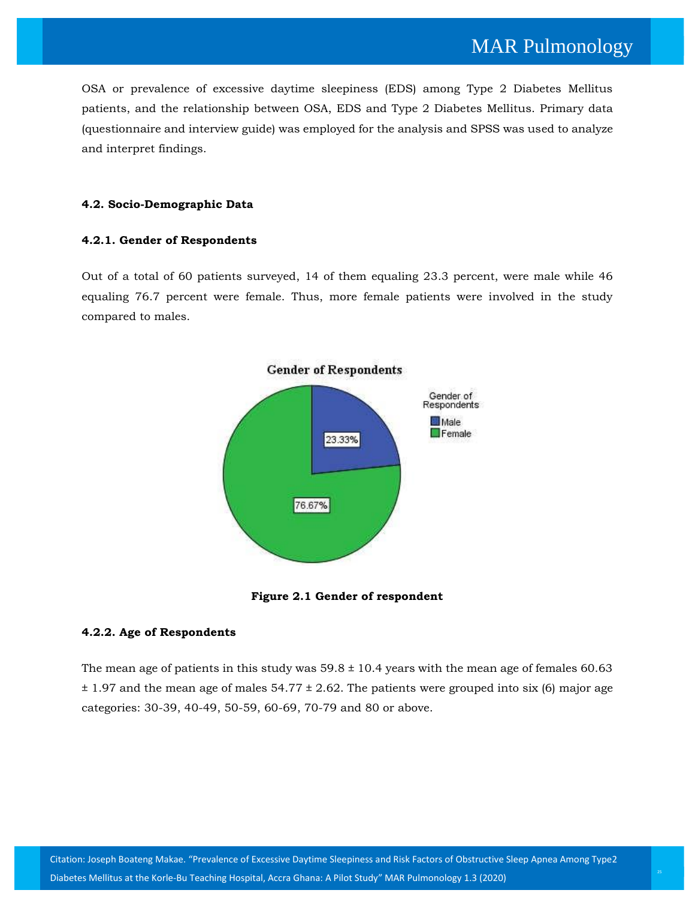OSA or prevalence of excessive daytime sleepiness (EDS) among Type 2 Diabetes Mellitus patients, and the relationship between OSA, EDS and Type 2 Diabetes Mellitus. Primary data (questionnaire and interview guide) was employed for the analysis and SPSS was used to analyze and interpret findings.

### 4.2. Socio-Demographic Data

#### 4.2.1. Gender of Respondents

Out of a total of 60 patients surveyed, 14 of them equaling 23.3 percent, were male while 46 equaling 76.7 percent were female. Thus, more female patients were involved in the study compared to males.

**Figure 2.1 Gender of respondent**

#### 4.2.2. Age of Respondents

The mean age of patients in this study was 59.8 ± 10.4 years with the mean age of females 60.63 ± 1.97 and the mean age of males 54.77 ± 2.62. The patients were grouped into six (6) major age categories: 30-39, 40-49, 50-59, 60-69, 70-79 and 80 or above.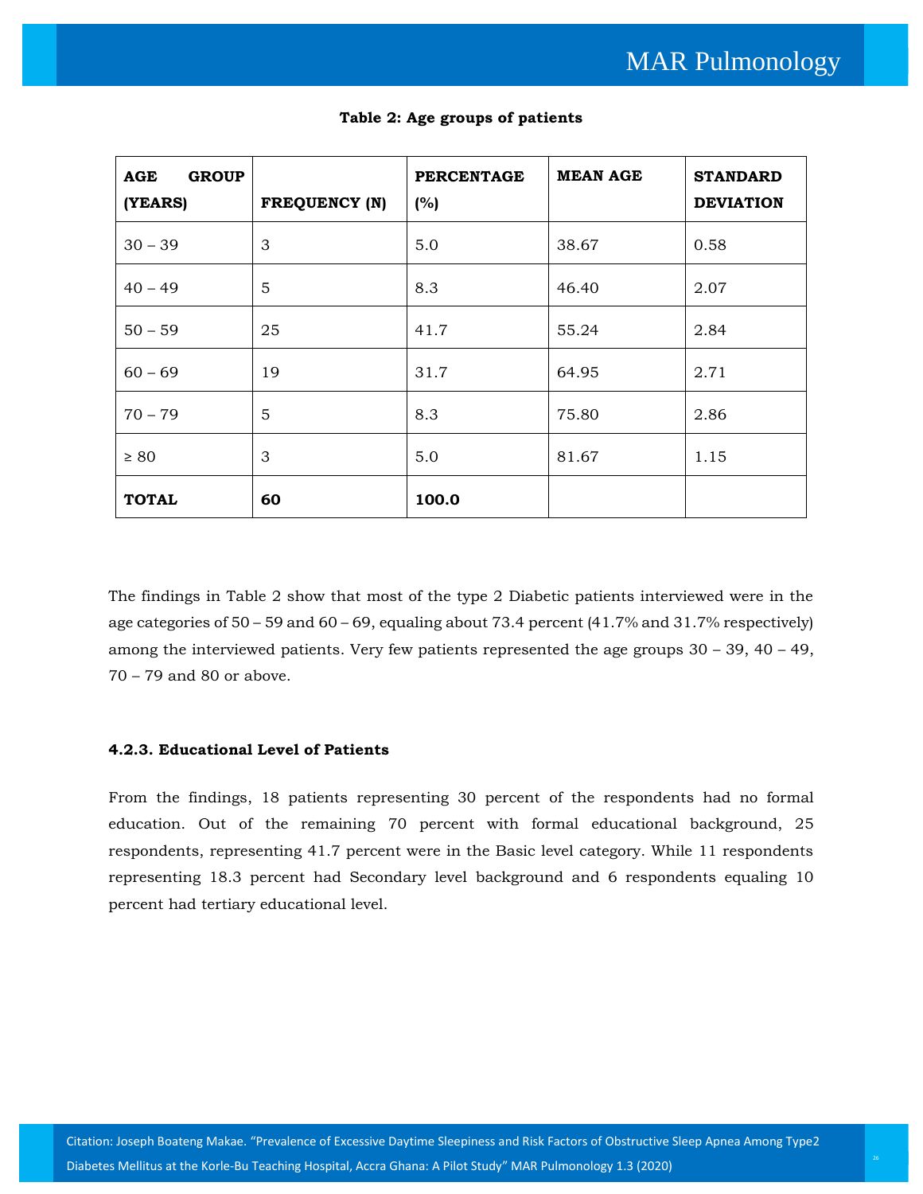**Table 2: Age groups of patients**

| AGE GROUP (YEARS) | FREQUENCY (N) | PERCENTAGE (%) | MEAN AGE | STANDARD DEVIATION |
|---|---|---|---|---|
| 30 – 39 | 3 | 5.0 | 38.67 | 0.58 |
| 40 – 49 | 5 | 8.3 | 46.40 | 2.07 |
| 50 – 59 | 25 | 41.7 | 55.24 | 2.84 |
| 60 – 69 | 19 | 31.7 | 64.95 | 2.71 |
| 70 – 79 | 5 | 8.3 | 75.80 | 2.86 |
| ≥ 80 | 3 | 5.0 | 81.67 | 1.15 |
| **TOTAL** | **60** | **100.0** | | |

The findings in Table 2 show that most of the type 2 Diabetic patients interviewed were in the age categories of 50 – 59 and 60 – 69, equaling about 73.4 percent (41.7% and 31.7% respectively) among the interviewed patients. Very few patients represented the age groups 30 – 39, 40 – 49, 70 – 79 and 80 or above.

#### 4.2.3. Educational Level of Patients

From the findings, 18 patients representing 30 percent of the respondents had no formal education. Out of the remaining 70 percent with formal educational background, 25 respondents, representing 41.7 percent were in the Basic level category. While 11 respondents representing 18.3 percent had Secondary level background and 6 respondents equaling 10 percent had tertiary educational level.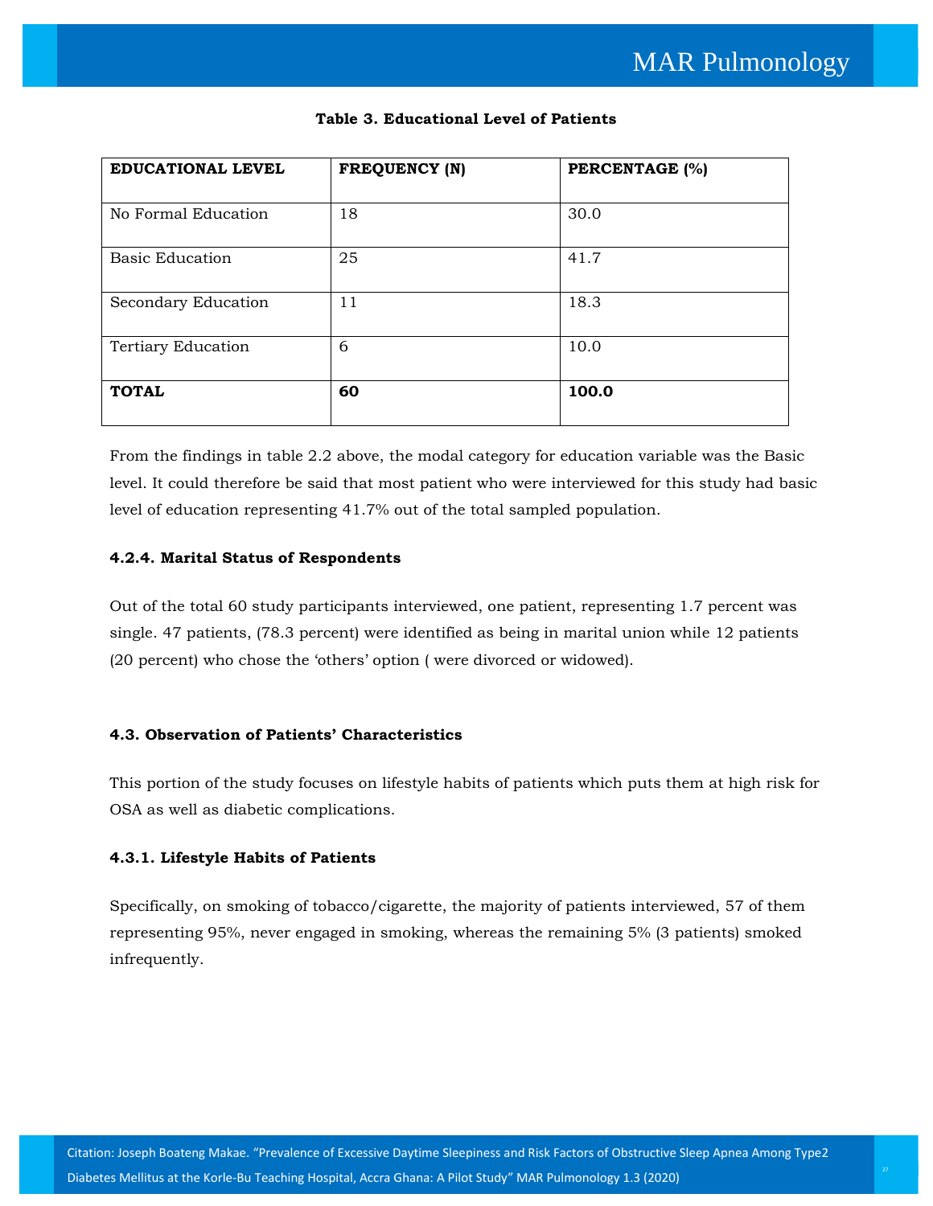**Table 3. Educational Level of Patients**

| EDUCATIONAL LEVEL | FREQUENCY (N) | PERCENTAGE (%) |
|---|---|---|
| No Formal Education | 18 | 30.0 |
| Basic Education | 25 | 41.7 |
| Secondary Education | 11 | 18.3 |
| Tertiary Education | 6 | 10.0 |
| **TOTAL** | **60** | **100.0** |

From the findings in table 2.2 above, the modal category for education variable was the Basic level. It could therefore be said that most patient who were interviewed for this study had basic level of education representing 41.7% out of the total sampled population.

#### 4.2.4. Marital Status of Respondents

Out of the total 60 study participants interviewed, one patient, representing 1.7 percent was single. 47 patients, (78.3 percent) were identified as being in marital union while 12 patients (20 percent) who chose the 'others' option ( were divorced or widowed).

### 4.3. Observation of Patients' Characteristics

This portion of the study focuses on lifestyle habits of patients which puts them at high risk for OSA as well as diabetic complications.

#### 4.3.1. Lifestyle Habits of Patients

Specifically, on smoking of tobacco/cigarette, the majority of patients interviewed, 57 of them representing 95%, never engaged in smoking, whereas the remaining 5% (3 patients) smoked infrequently.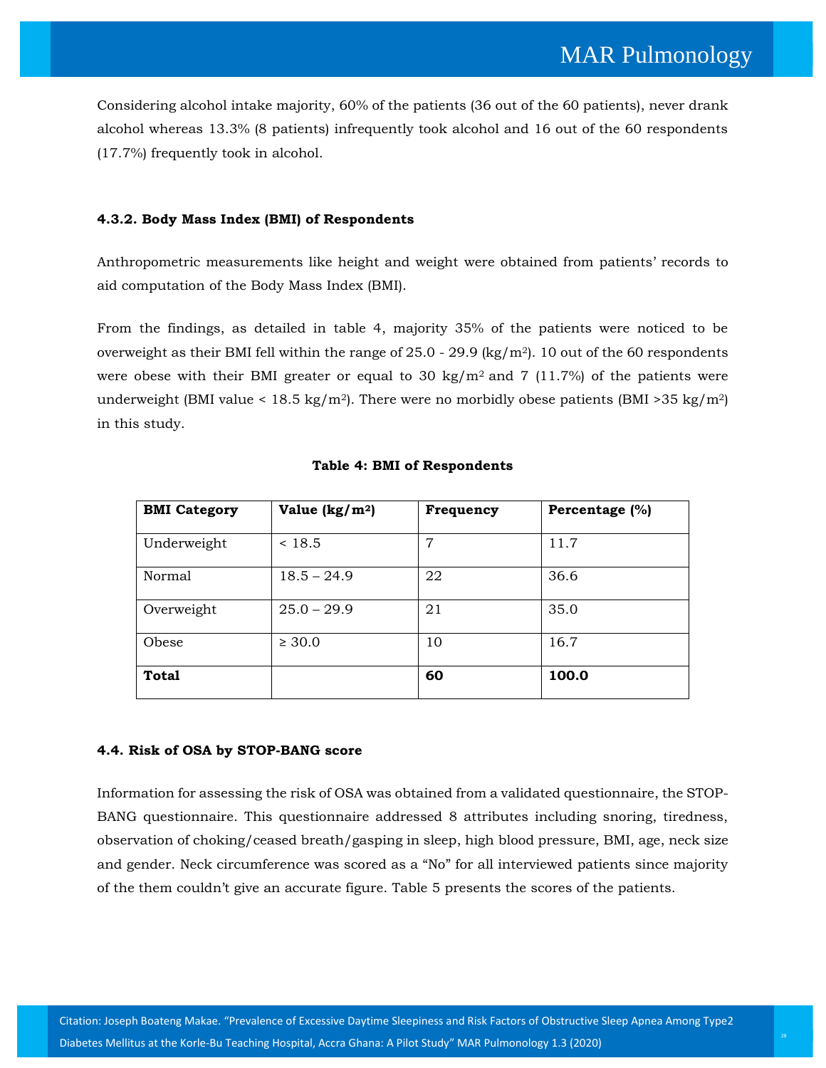Considering alcohol intake majority, 60% of the patients (36 out of the 60 patients), never drank alcohol whereas 13.3% (8 patients) infrequently took alcohol and 16 out of the 60 respondents (17.7%) frequently took in alcohol.

### 4.3.2. Body Mass Index (BMI) of Respondents

Anthropometric measurements like height and weight were obtained from patients' records to aid computation of the Body Mass Index (BMI).

From the findings, as detailed in table 4, majority 35% of the patients were noticed to be overweight as their BMI fell within the range of 25.0 - 29.9 (kg/m$^2$). 10 out of the 60 respondents were obese with their BMI greater or equal to 30 kg/m$^2$ and 7 (11.7%) of the patients were underweight (BMI value < 18.5 kg/m$^2$). There were no morbidly obese patients (BMI >35 kg/m$^2$) in this study.

**Table 4: BMI of Respondents**

| BMI Category | Value (kg/m$^2$) | Frequency | Percentage (%) |
|---|---|---|---|
| Underweight | < 18.5 | 7 | 11.7 |
| Normal | 18.5 – 24.9 | 22 | 36.6 |
| Overweight | 25.0 – 29.9 | 21 | 35.0 |
| Obese | ≥ 30.0 | 10 | 16.7 |
| **Total** | | **60** | **100.0** |

### 4.4. Risk of OSA by STOP-BANG score

Information for assessing the risk of OSA was obtained from a validated questionnaire, the STOP-BANG questionnaire. This questionnaire addressed 8 attributes including snoring, tiredness, observation of choking/ceased breath/gasping in sleep, high blood pressure, BMI, age, neck size and gender. Neck circumference was scored as a "No" for all interviewed patients since majority of the them couldn't give an accurate figure. Table 5 presents the scores of the patients.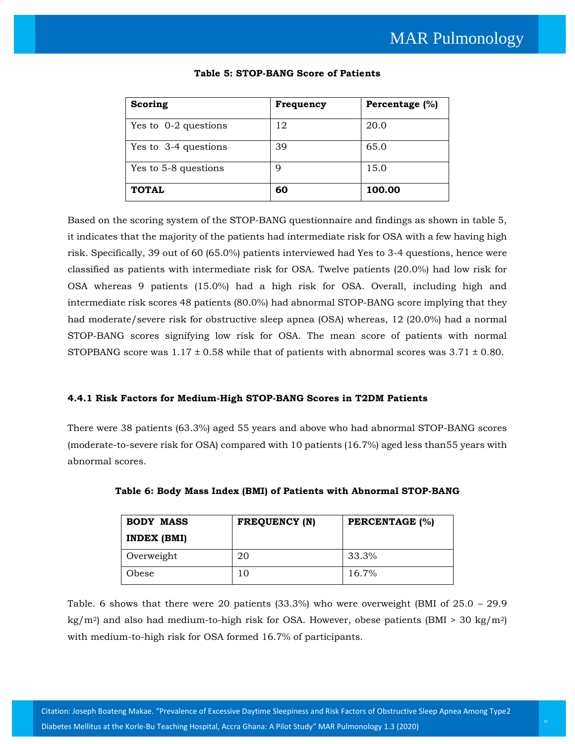**Table 5: STOP-BANG Score of Patients**

| Scoring | Frequency | Percentage (%) |
|---|---|---|
| Yes to 0-2 questions | 12 | 20.0 |
| Yes to 3-4 questions | 39 | 65.0 |
| Yes to 5-8 questions | 9 | 15.0 |
| **TOTAL** | **60** | **100.00** |

Based on the scoring system of the STOP-BANG questionnaire and findings as shown in table 5, it indicates that the majority of the patients had intermediate risk for OSA with a few having high risk. Specifically, 39 out of 60 (65.0%) patients interviewed had Yes to 3-4 questions, hence were classified as patients with intermediate risk for OSA. Twelve patients (20.0%) had low risk for OSA whereas 9 patients (15.0%) had a high risk for OSA. Overall, including high and intermediate risk scores 48 patients (80.0%) had abnormal STOP-BANG score implying that they had moderate/severe risk for obstructive sleep apnea (OSA) whereas, 12 (20.0%) had a normal STOP-BANG scores signifying low risk for OSA. The mean score of patients with normal STOPBANG score was 1.17 ± 0.58 while that of patients with abnormal scores was 3.71 ± 0.80.

### 4.4.1 Risk Factors for Medium-High STOP-BANG Scores in T2DM Patients

There were 38 patients (63.3%) aged 55 years and above who had abnormal STOP-BANG scores (moderate-to-severe risk for OSA) compared with 10 patients (16.7%) aged less than55 years with abnormal scores.

**Table 6: Body Mass Index (BMI) of Patients with Abnormal STOP-BANG**

| BODY MASS INDEX (BMI) | FREQUENCY (N) | PERCENTAGE (%) |
|---|---|---|
| Overweight | 20 | 33.3% |
| Obese | 10 | 16.7% |

Table. 6 shows that there were 20 patients (33.3%) who were overweight (BMI of 25.0 – 29.9 $kg/m^2$) and also had medium-to-high risk for OSA. However, obese patients (BMI > 30 $kg/m^2$) with medium-to-high risk for OSA formed 16.7% of participants.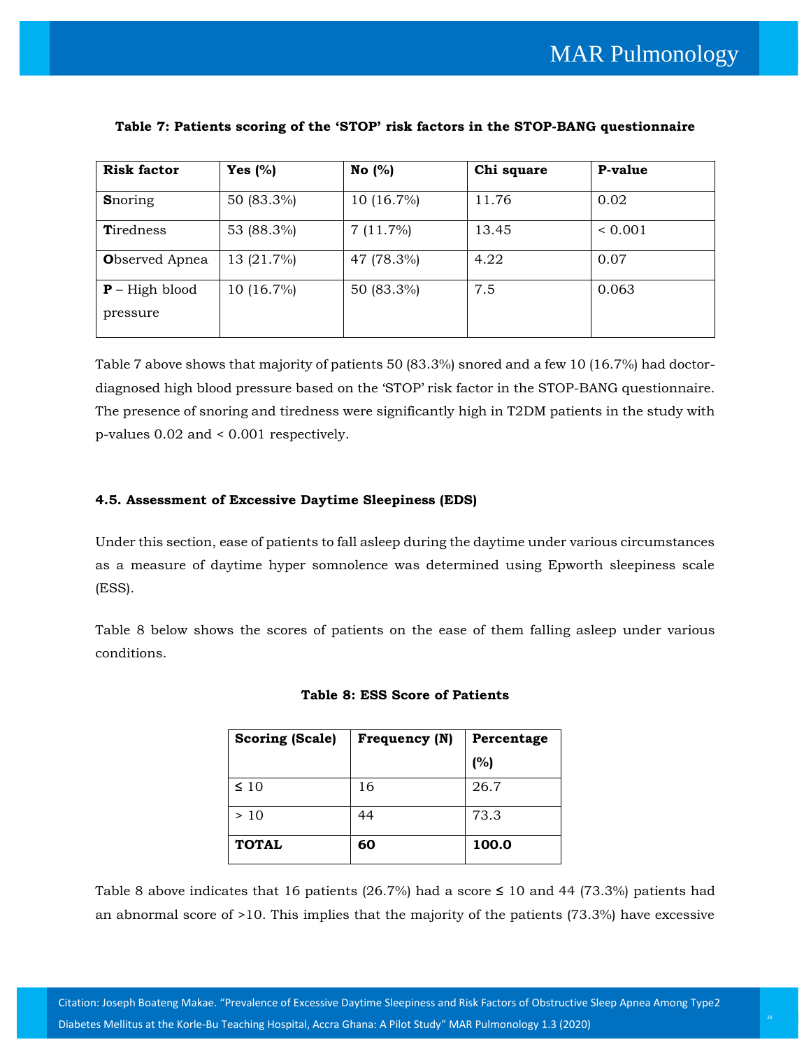**Table 7: Patients scoring of the 'STOP' risk factors in the STOP-BANG questionnaire**

| Risk factor | Yes (%) | No (%) | Chi square | P-value |
|---|---|---|---|---|
| **S**noring | 50 (83.3%) | 10 (16.7%) | 11.76 | 0.02 |
| **T**iredness | 53 (88.3%) | 7 (11.7%) | 13.45 | < 0.001 |
| **O**bserved Apnea | 13 (21.7%) | 47 (78.3%) | 4.22 | 0.07 |
| **P** – High blood pressure | 10 (16.7%) | 50 (83.3%) | 7.5 | 0.063 |

Table 7 above shows that majority of patients 50 (83.3%) snored and a few 10 (16.7%) had doctor-diagnosed high blood pressure based on the 'STOP' risk factor in the STOP-BANG questionnaire. The presence of snoring and tiredness were significantly high in T2DM patients in the study with p-values 0.02 and < 0.001 respectively.

### 4.5. Assessment of Excessive Daytime Sleepiness (EDS)

Under this section, ease of patients to fall asleep during the daytime under various circumstances as a measure of daytime hyper somnolence was determined using Epworth sleepiness scale (ESS).

Table 8 below shows the scores of patients on the ease of them falling asleep under various conditions.

**Table 8: ESS Score of Patients**

| Scoring (Scale) | Frequency (N) | Percentage (%) |
|---|---|---|
| ≤ 10 | 16 | 26.7 |
| > 10 | 44 | 73.3 |
| **TOTAL** | **60** | **100.0** |

Table 8 above indicates that 16 patients (26.7%) had a score ≤ 10 and 44 (73.3%) patients had an abnormal score of >10. This implies that the majority of the patients (73.3%) have excessive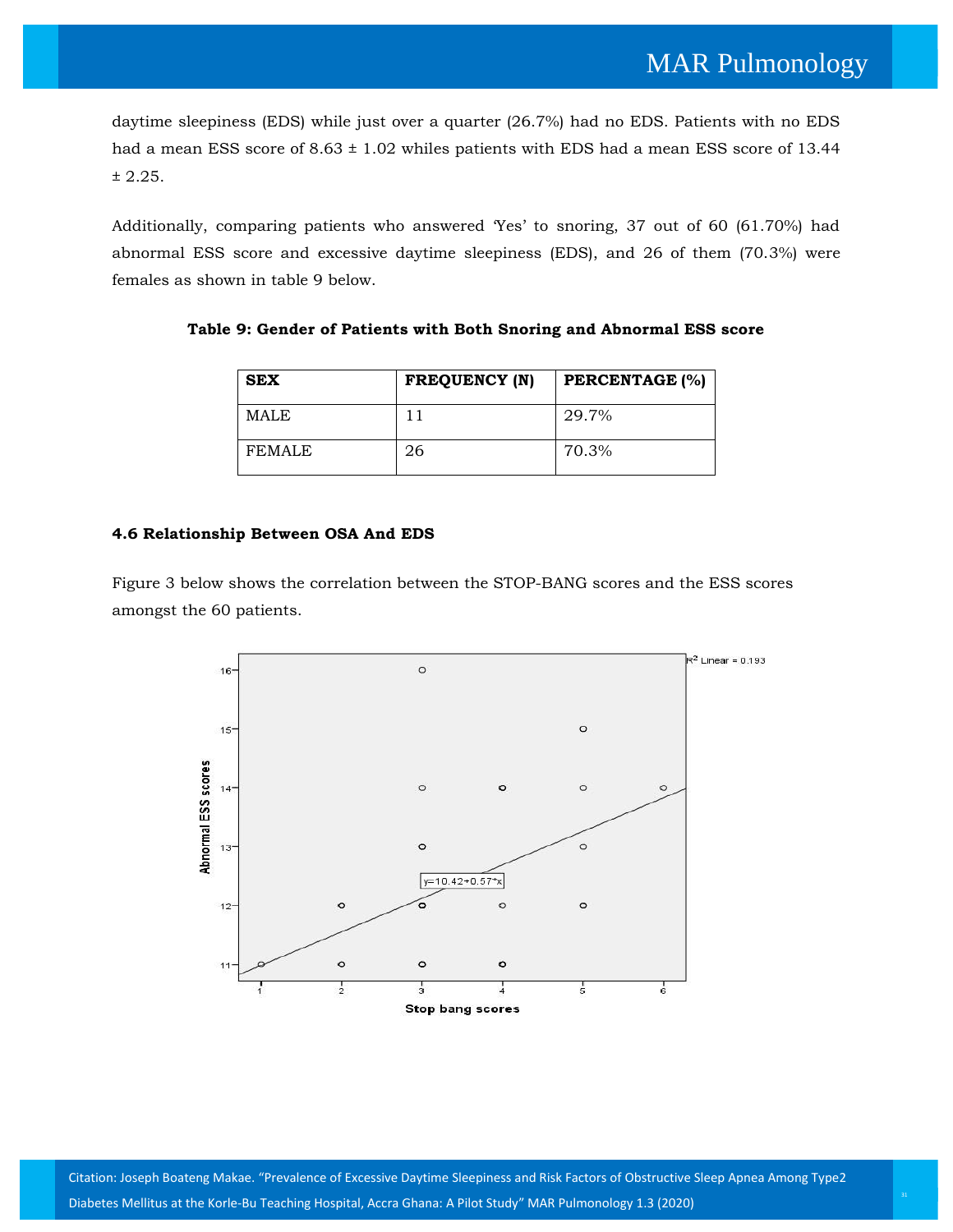daytime sleepiness (EDS) while just over a quarter (26.7%) had no EDS. Patients with no EDS had a mean ESS score of 8.63 ± 1.02 whiles patients with EDS had a mean ESS score of 13.44 ± 2.25.

Additionally, comparing patients who answered 'Yes' to snoring, 37 out of 60 (61.70%) had abnormal ESS score and excessive daytime sleepiness (EDS), and 26 of them (70.3%) were females as shown in table 9 below.

**Table 9: Gender of Patients with Both Snoring and Abnormal ESS score**

| SEX | FREQUENCY (N) | PERCENTAGE (%) |
|---|---|---|
| MALE | 11 | 29.7% |
| FEMALE | 26 | 70.3% |

#### 4.6 Relationship Between OSA And EDS

Figure 3 below shows the correlation between the STOP-BANG scores and the ESS scores amongst the 60 patients.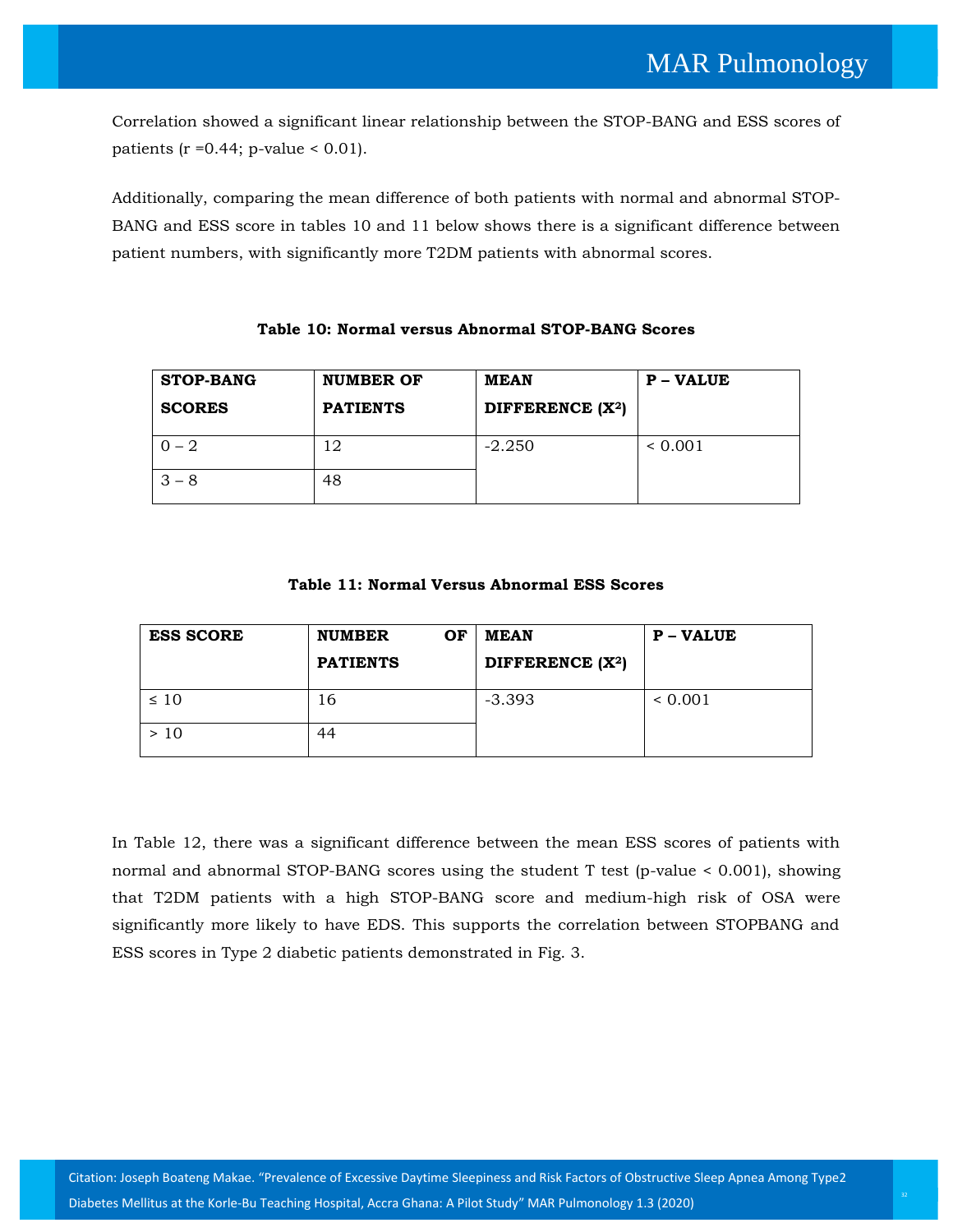Correlation showed a significant linear relationship between the STOP-BANG and ESS scores of patients (r =0.44; p-value < 0.01).

Additionally, comparing the mean difference of both patients with normal and abnormal STOP-BANG and ESS score in tables 10 and 11 below shows there is a significant difference between patient numbers, with significantly more T2DM patients with abnormal scores.

**Table 10: Normal versus Abnormal STOP-BANG Scores**

| STOP-BANG SCORES | NUMBER OF PATIENTS | MEAN DIFFERENCE ($X^2$) | P – VALUE |
|---|---|---|---|
| 0 – 2 | 12 | -2.250 | < 0.001 |
| 3 – 8 | 48 | | |

**Table 11: Normal Versus Abnormal ESS Scores**

| ESS SCORE | NUMBER OF PATIENTS | MEAN DIFFERENCE ($X^2$) | P – VALUE |
|---|---|---|---|
| ≤ 10 | 16 | -3.393 | < 0.001 |
| > 10 | 44 | | |

In Table 12, there was a significant difference between the mean ESS scores of patients with normal and abnormal STOP-BANG scores using the student T test (p-value < 0.001), showing that T2DM patients with a high STOP-BANG score and medium-high risk of OSA were significantly more likely to have EDS. This supports the correlation between STOPBANG and ESS scores in Type 2 diabetic patients demonstrated in Fig. 3.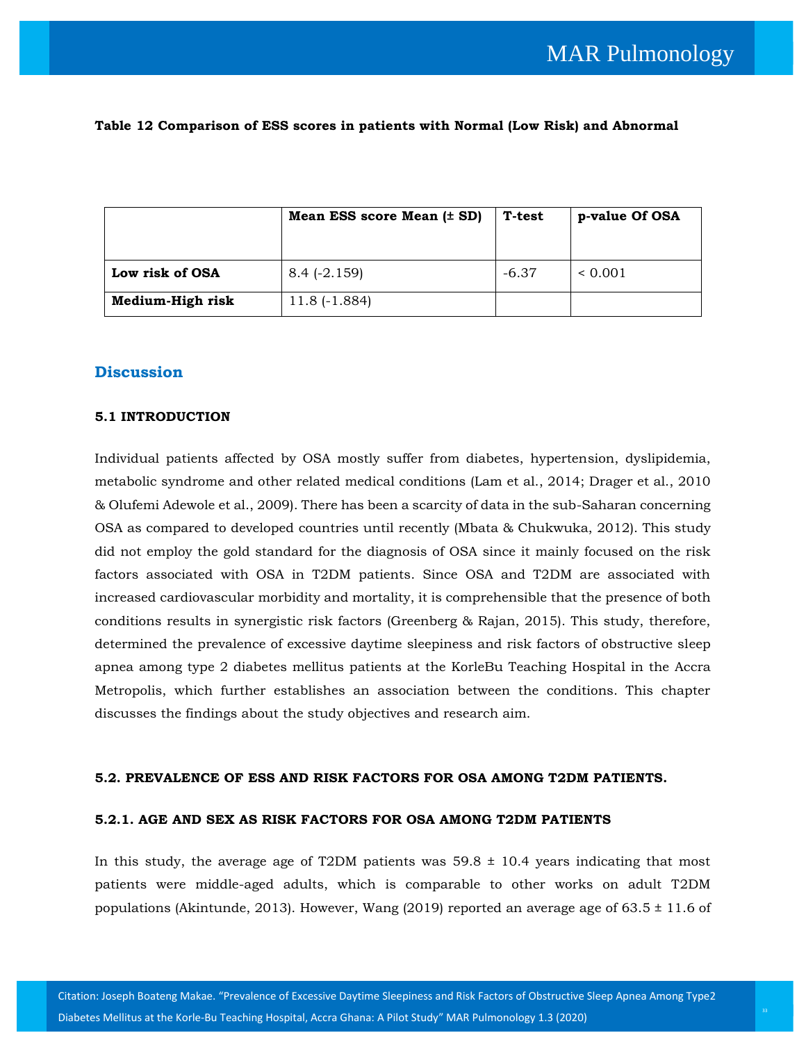**Table 12 Comparison of ESS scores in patients with Normal (Low Risk) and Abnormal**

| | Mean ESS score Mean (± SD) | T-test | p-value Of OSA |
|---|---|---|---|
| **Low risk of OSA** | 8.4 (-2.159) | -6.37 | < 0.001 |
| **Medium-High risk** | 11.8 (-1.884) | | |

## Discussion

### 5.1 INTRODUCTION

Individual patients affected by OSA mostly suffer from diabetes, hypertension, dyslipidemia, metabolic syndrome and other related medical conditions (Lam et al., 2014; Drager et al., 2010 & Olufemi Adewole et al., 2009). There has been a scarcity of data in the sub-Saharan concerning OSA as compared to developed countries until recently (Mbata & Chukwuka, 2012). This study did not employ the gold standard for the diagnosis of OSA since it mainly focused on the risk factors associated with OSA in T2DM patients. Since OSA and T2DM are associated with increased cardiovascular morbidity and mortality, it is comprehensible that the presence of both conditions results in synergistic risk factors (Greenberg & Rajan, 2015). This study, therefore, determined the prevalence of excessive daytime sleepiness and risk factors of obstructive sleep apnea among type 2 diabetes mellitus patients at the KorleBu Teaching Hospital in the Accra Metropolis, which further establishes an association between the conditions. This chapter discusses the findings about the study objectives and research aim.

### 5.2. PREVALENCE OF ESS AND RISK FACTORS FOR OSA AMONG T2DM PATIENTS.

#### 5.2.1. AGE AND SEX AS RISK FACTORS FOR OSA AMONG T2DM PATIENTS

In this study, the average age of T2DM patients was 59.8 ± 10.4 years indicating that most patients were middle-aged adults, which is comparable to other works on adult T2DM populations (Akintunde, 2013). However, Wang (2019) reported an average age of 63.5 ± 11.6 of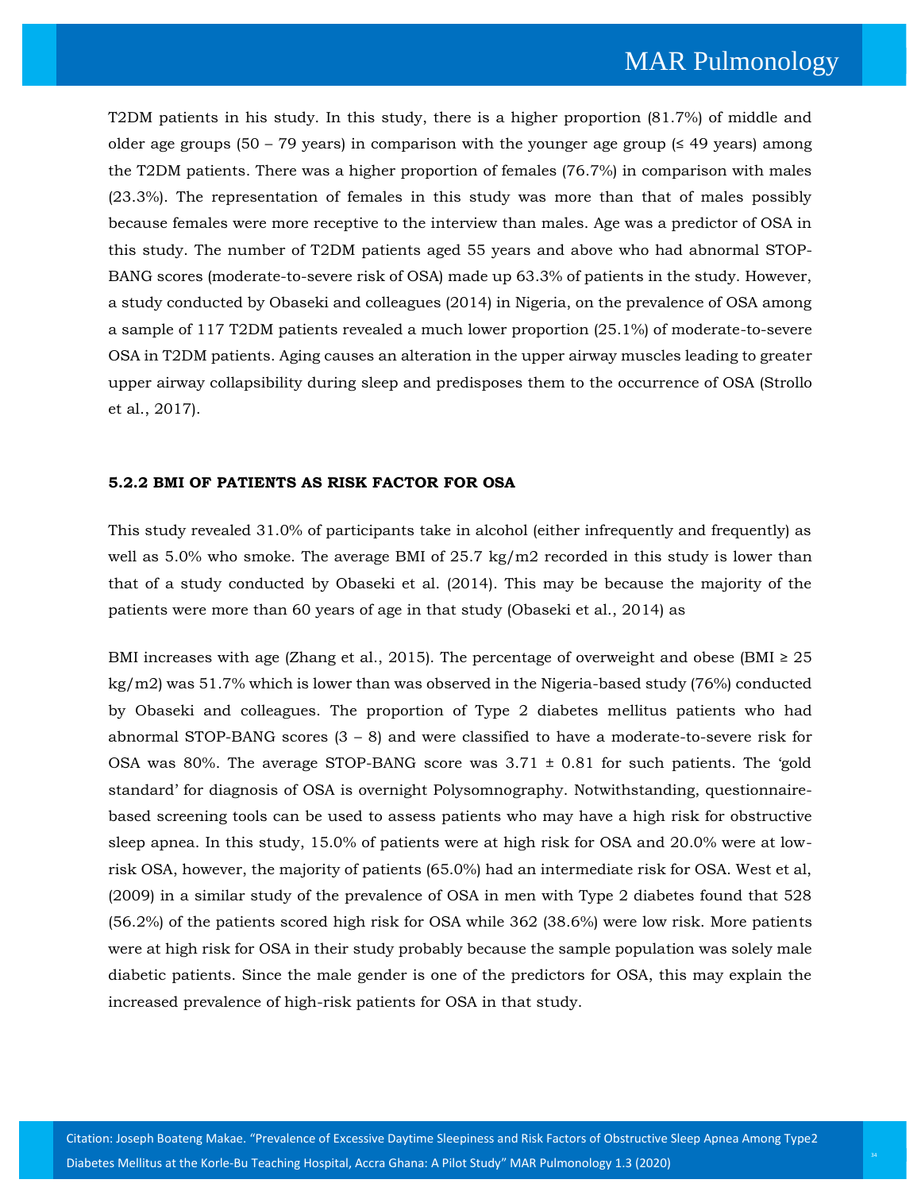T2DM patients in his study. In this study, there is a higher proportion (81.7%) of middle and older age groups (50 – 79 years) in comparison with the younger age group (≤ 49 years) among the T2DM patients. There was a higher proportion of females (76.7%) in comparison with males (23.3%). The representation of females in this study was more than that of males possibly because females were more receptive to the interview than males. Age was a predictor of OSA in this study. The number of T2DM patients aged 55 years and above who had abnormal STOP-BANG scores (moderate-to-severe risk of OSA) made up 63.3% of patients in the study. However, a study conducted by Obaseki and colleagues (2014) in Nigeria, on the prevalence of OSA among a sample of 117 T2DM patients revealed a much lower proportion (25.1%) of moderate-to-severe OSA in T2DM patients. Aging causes an alteration in the upper airway muscles leading to greater upper airway collapsibility during sleep and predisposes them to the occurrence of OSA (Strollo et al., 2017).

### 5.2.2 BMI OF PATIENTS AS RISK FACTOR FOR OSA

This study revealed 31.0% of participants take in alcohol (either infrequently and frequently) as well as 5.0% who smoke. The average BMI of 25.7 kg/m2 recorded in this study is lower than that of a study conducted by Obaseki et al. (2014). This may be because the majority of the patients were more than 60 years of age in that study (Obaseki et al., 2014) as

BMI increases with age (Zhang et al., 2015). The percentage of overweight and obese (BMI ≥ 25 kg/m2) was 51.7% which is lower than was observed in the Nigeria-based study (76%) conducted by Obaseki and colleagues. The proportion of Type 2 diabetes mellitus patients who had abnormal STOP-BANG scores (3 – 8) and were classified to have a moderate-to-severe risk for OSA was 80%. The average STOP-BANG score was 3.71 ± 0.81 for such patients. The 'gold standard' for diagnosis of OSA is overnight Polysomnography. Notwithstanding, questionnaire-based screening tools can be used to assess patients who may have a high risk for obstructive sleep apnea. In this study, 15.0% of patients were at high risk for OSA and 20.0% were at low-risk OSA, however, the majority of patients (65.0%) had an intermediate risk for OSA. West et al, (2009) in a similar study of the prevalence of OSA in men with Type 2 diabetes found that 528 (56.2%) of the patients scored high risk for OSA while 362 (38.6%) were low risk. More patients were at high risk for OSA in their study probably because the sample population was solely male diabetic patients. Since the male gender is one of the predictors for OSA, this may explain the increased prevalence of high-risk patients for OSA in that study.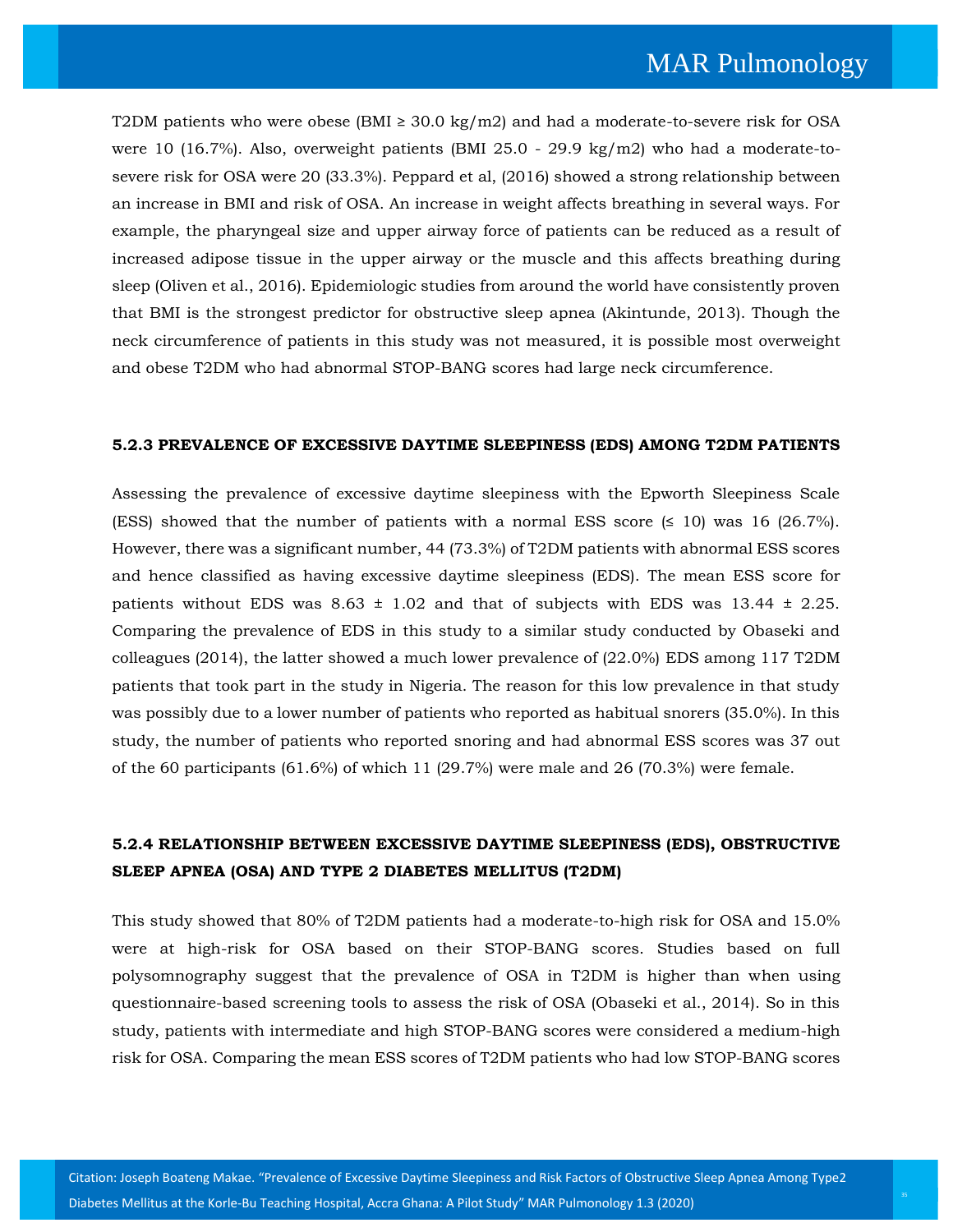T2DM patients who were obese (BMI ≥ 30.0 kg/m2) and had a moderate-to-severe risk for OSA were 10 (16.7%). Also, overweight patients (BMI 25.0 - 29.9 kg/m2) who had a moderate-to-severe risk for OSA were 20 (33.3%). Peppard et al, (2016) showed a strong relationship between an increase in BMI and risk of OSA. An increase in weight affects breathing in several ways. For example, the pharyngeal size and upper airway force of patients can be reduced as a result of increased adipose tissue in the upper airway or the muscle and this affects breathing during sleep (Oliven et al., 2016). Epidemiologic studies from around the world have consistently proven that BMI is the strongest predictor for obstructive sleep apnea (Akintunde, 2013). Though the neck circumference of patients in this study was not measured, it is possible most overweight and obese T2DM who had abnormal STOP-BANG scores had large neck circumference.

### 5.2.3 PREVALENCE OF EXCESSIVE DAYTIME SLEEPINESS (EDS) AMONG T2DM PATIENTS

Assessing the prevalence of excessive daytime sleepiness with the Epworth Sleepiness Scale (ESS) showed that the number of patients with a normal ESS score (≤ 10) was 16 (26.7%). However, there was a significant number, 44 (73.3%) of T2DM patients with abnormal ESS scores and hence classified as having excessive daytime sleepiness (EDS). The mean ESS score for patients without EDS was 8.63 ± 1.02 and that of subjects with EDS was 13.44 ± 2.25. Comparing the prevalence of EDS in this study to a similar study conducted by Obaseki and colleagues (2014), the latter showed a much lower prevalence of (22.0%) EDS among 117 T2DM patients that took part in the study in Nigeria. The reason for this low prevalence in that study was possibly due to a lower number of patients who reported as habitual snorers (35.0%). In this study, the number of patients who reported snoring and had abnormal ESS scores was 37 out of the 60 participants (61.6%) of which 11 (29.7%) were male and 26 (70.3%) were female.

### 5.2.4 RELATIONSHIP BETWEEN EXCESSIVE DAYTIME SLEEPINESS (EDS), OBSTRUCTIVE SLEEP APNEA (OSA) AND TYPE 2 DIABETES MELLITUS (T2DM)

This study showed that 80% of T2DM patients had a moderate-to-high risk for OSA and 15.0% were at high-risk for OSA based on their STOP-BANG scores. Studies based on full polysomnography suggest that the prevalence of OSA in T2DM is higher than when using questionnaire-based screening tools to assess the risk of OSA (Obaseki et al., 2014). So in this study, patients with intermediate and high STOP-BANG scores were considered a medium-high risk for OSA. Comparing the mean ESS scores of T2DM patients who had low STOP-BANG scores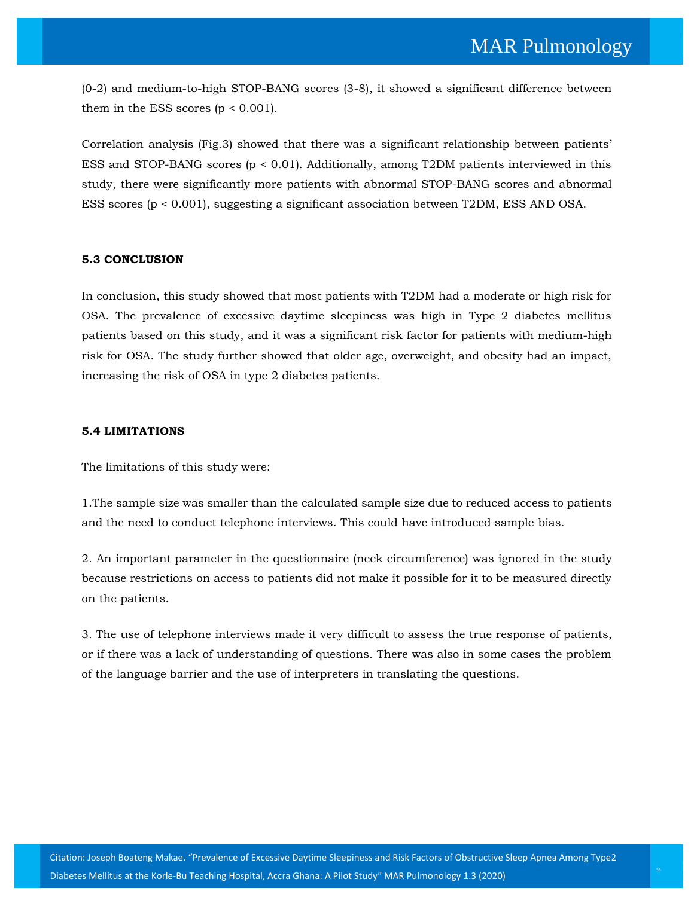(0-2) and medium-to-high STOP-BANG scores (3-8), it showed a significant difference between them in the ESS scores ($p < 0.001$).

Correlation analysis (Fig.3) showed that there was a significant relationship between patients' ESS and STOP-BANG scores ($p < 0.01$). Additionally, among T2DM patients interviewed in this study, there were significantly more patients with abnormal STOP-BANG scores and abnormal ESS scores ($p < 0.001$), suggesting a significant association between T2DM, ESS AND OSA.

## 5.3 CONCLUSION

In conclusion, this study showed that most patients with T2DM had a moderate or high risk for OSA. The prevalence of excessive daytime sleepiness was high in Type 2 diabetes mellitus patients based on this study, and it was a significant risk factor for patients with medium-high risk for OSA. The study further showed that older age, overweight, and obesity had an impact, increasing the risk of OSA in type 2 diabetes patients.

## 5.4 LIMITATIONS

The limitations of this study were:

1.The sample size was smaller than the calculated sample size due to reduced access to patients and the need to conduct telephone interviews. This could have introduced sample bias.

2. An important parameter in the questionnaire (neck circumference) was ignored in the study because restrictions on access to patients did not make it possible for it to be measured directly on the patients.

3. The use of telephone interviews made it very difficult to assess the true response of patients, or if there was a lack of understanding of questions. There was also in some cases the problem of the language barrier and the use of interpreters in translating the questions.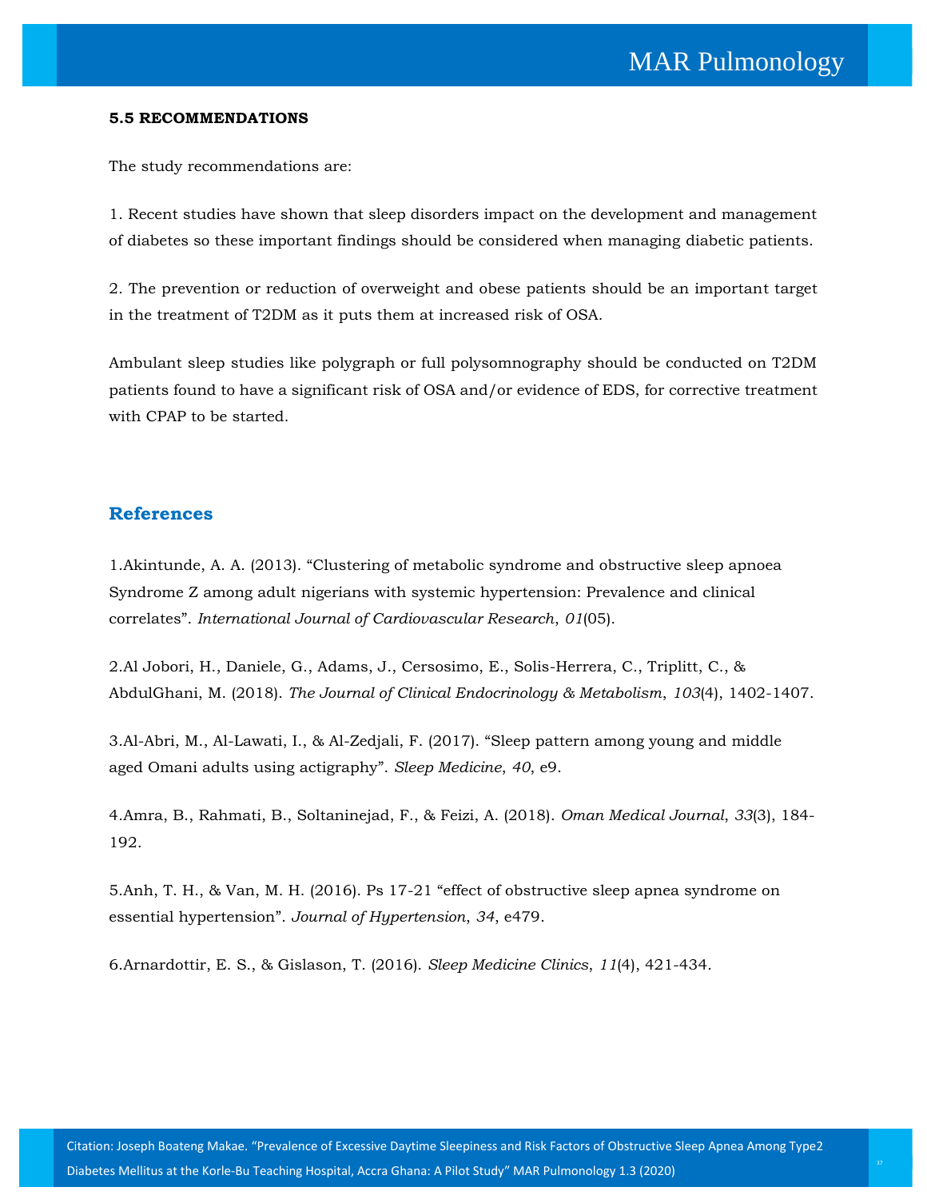**5.5 RECOMMENDATIONS**

The study recommendations are:

1. Recent studies have shown that sleep disorders impact on the development and management of diabetes so these important findings should be considered when managing diabetic patients.

2. The prevention or reduction of overweight and obese patients should be an important target in the treatment of T2DM as it puts them at increased risk of OSA.

Ambulant sleep studies like polygraph or full polysomnography should be conducted on T2DM patients found to have a significant risk of OSA and/or evidence of EDS, for corrective treatment with CPAP to be started.

## References

1.Akintunde, A. A. (2013). "Clustering of metabolic syndrome and obstructive sleep apnoea Syndrome Z among adult nigerians with systemic hypertension: Prevalence and clinical correlates". *International Journal of Cardiovascular Research*, *01*(05).

2.Al Jobori, H., Daniele, G., Adams, J., Cersosimo, E., Solis-Herrera, C., Triplitt, C., & AbdulGhani, M. (2018). *The Journal of Clinical Endocrinology & Metabolism*, *103*(4), 1402-1407.

3.Al-Abri, M., Al-Lawati, I., & Al-Zedjali, F. (2017). "Sleep pattern among young and middle aged Omani adults using actigraphy". *Sleep Medicine*, *40*, e9.

4.Amra, B., Rahmati, B., Soltaninejad, F., & Feizi, A. (2018). *Oman Medical Journal*, *33*(3), 184-192.

5.Anh, T. H., & Van, M. H. (2016). Ps 17-21 "effect of obstructive sleep apnea syndrome on essential hypertension". *Journal of Hypertension*, *34*, e479.

6.Arnardottir, E. S., & Gislason, T. (2016). *Sleep Medicine Clinics*, *11*(4), 421-434.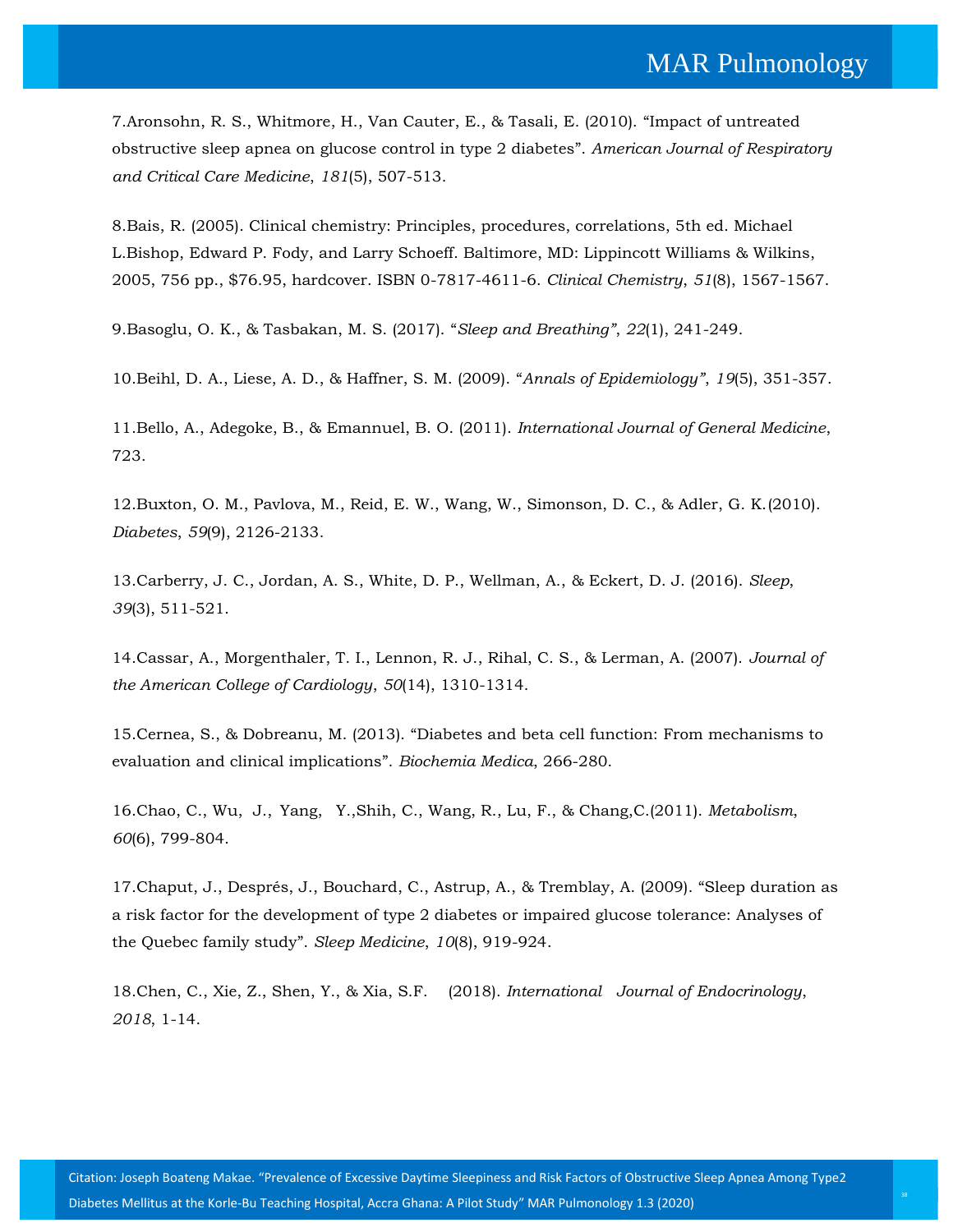7.Aronsohn, R. S., Whitmore, H., Van Cauter, E., & Tasali, E. (2010). "Impact of untreated obstructive sleep apnea on glucose control in type 2 diabetes". *American Journal of Respiratory and Critical Care Medicine*, *181*(5), 507-513.

8.Bais, R. (2005). Clinical chemistry: Principles, procedures, correlations, 5th ed. Michael L.Bishop, Edward P. Fody, and Larry Schoeff. Baltimore, MD: Lippincott Williams & Wilkins, 2005, 756 pp., $76.95, hardcover. ISBN 0-7817-4611-6. *Clinical Chemistry*, *51*(8), 1567-1567.

9.Basoglu, O. K., & Tasbakan, M. S. (2017). "*Sleep and Breathing"*, *22*(1), 241-249.

10.Beihl, D. A., Liese, A. D., & Haffner, S. M. (2009). "*Annals of Epidemiology"*, *19*(5), 351-357.

11.Bello, A., Adegoke, B., & Emannuel, B. O. (2011). *International Journal of General Medicine*, 723.

12.Buxton, O. M., Pavlova, M., Reid, E. W., Wang, W., Simonson, D. C., & Adler, G. K.(2010). *Diabetes*, *59*(9), 2126-2133.

13.Carberry, J. C., Jordan, A. S., White, D. P., Wellman, A., & Eckert, D. J. (2016). *Sleep*, *39*(3), 511-521.

14.Cassar, A., Morgenthaler, T. I., Lennon, R. J., Rihal, C. S., & Lerman, A. (2007). *Journal of the American College of Cardiology*, *50*(14), 1310-1314.

15.Cernea, S., & Dobreanu, M. (2013). "Diabetes and beta cell function: From mechanisms to evaluation and clinical implications". *Biochemia Medica*, 266-280.

16.Chao, C., Wu, J., Yang, Y.,Shih, C., Wang, R., Lu, F., & Chang,C.(2011). *Metabolism*, *60*(6), 799-804.

17.Chaput, J., Després, J., Bouchard, C., Astrup, A., & Tremblay, A. (2009). "Sleep duration as a risk factor for the development of type 2 diabetes or impaired glucose tolerance: Analyses of the Quebec family study". *Sleep Medicine*, *10*(8), 919-924.

18.Chen, C., Xie, Z., Shen, Y., & Xia, S.F. (2018). *International Journal of Endocrinology*, *2018*, 1-14.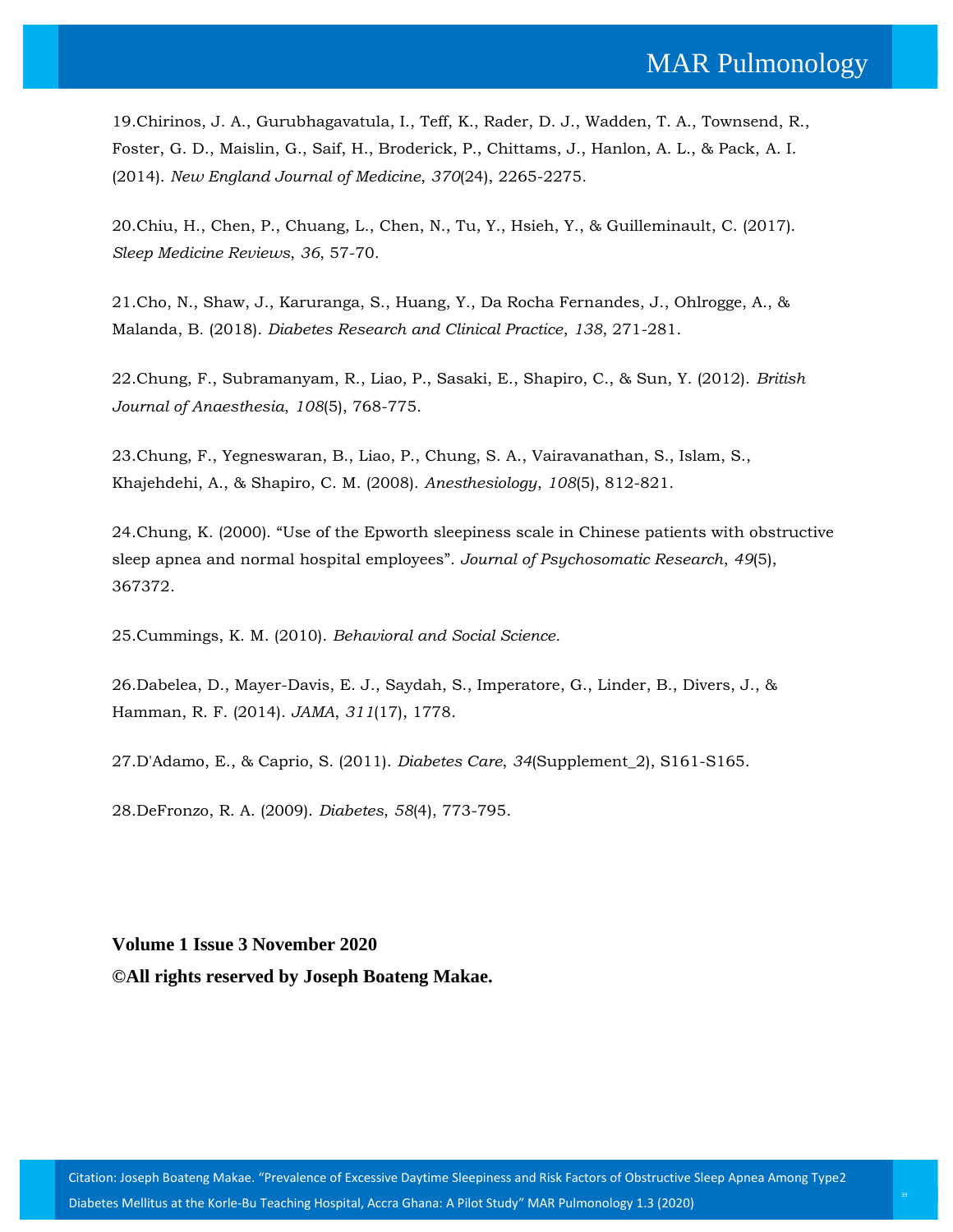19.Chirinos, J. A., Gurubhagavatula, I., Teff, K., Rader, D. J., Wadden, T. A., Townsend, R., Foster, G. D., Maislin, G., Saif, H., Broderick, P., Chittams, J., Hanlon, A. L., & Pack, A. I. (2014). *New England Journal of Medicine*, *370*(24), 2265-2275.

20.Chiu, H., Chen, P., Chuang, L., Chen, N., Tu, Y., Hsieh, Y., & Guilleminault, C. (2017). *Sleep Medicine Reviews*, *36*, 57-70.

21.Cho, N., Shaw, J., Karuranga, S., Huang, Y., Da Rocha Fernandes, J., Ohlrogge, A., & Malanda, B. (2018). *Diabetes Research and Clinical Practice*, *138*, 271-281.

22.Chung, F., Subramanyam, R., Liao, P., Sasaki, E., Shapiro, C., & Sun, Y. (2012). *British Journal of Anaesthesia*, *108*(5), 768-775.

23.Chung, F., Yegneswaran, B., Liao, P., Chung, S. A., Vairavanathan, S., Islam, S., Khajehdehi, A., & Shapiro, C. M. (2008). *Anesthesiology*, *108*(5), 812-821.

24.Chung, K. (2000). "Use of the Epworth sleepiness scale in Chinese patients with obstructive sleep apnea and normal hospital employees". *Journal of Psychosomatic Research*, *49*(5), 367372.

25.Cummings, K. M. (2010). *Behavioral and Social Science*.

26.Dabelea, D., Mayer-Davis, E. J., Saydah, S., Imperatore, G., Linder, B., Divers, J., & Hamman, R. F. (2014). *JAMA*, *311*(17), 1778.

27.D'Adamo, E., & Caprio, S. (2011). *Diabetes Care*, *34*(Supplement_2), S161-S165.

28.DeFronzo, R. A. (2009). *Diabetes*, *58*(4), 773-795.

**Volume 1 Issue 3 November 2020**

**©All rights reserved by Joseph Boateng Makae.**